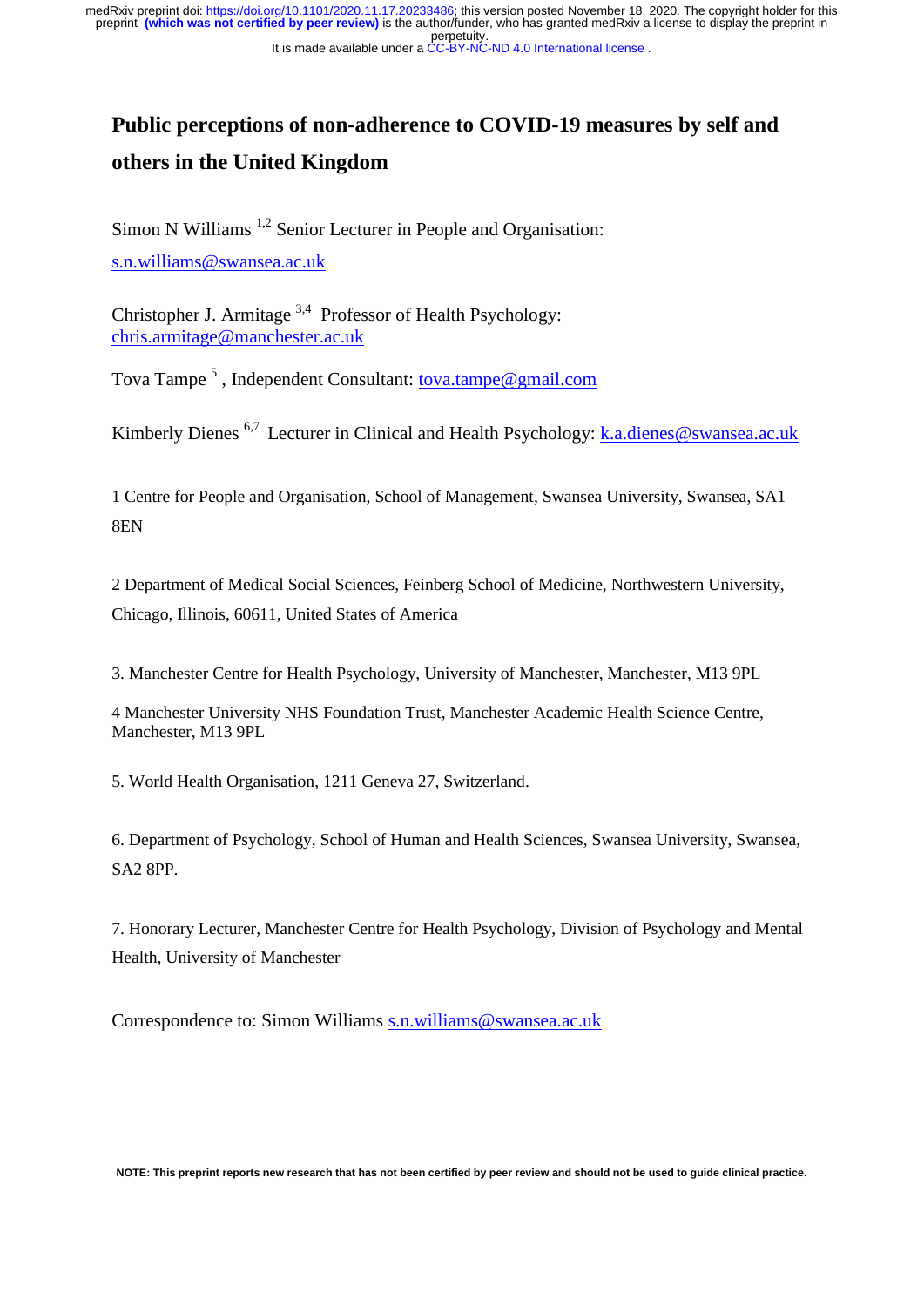# Public perceptions of non-adherence to COVID-19 measures by self and others in the United Kingdom

Simon N Williams [1,2] Senior Lecturer in People and Organisation: s.n.williams@swansea.ac.uk

Christopher J. Armitage [3,4] Professor of Health Psychology: chris.armitage@manchester.ac.uk

Tova Tampe [5] , Independent Consultant: tova.tampe@gmail.com

Kimberly Dienes [6,7] Lecturer in Clinical and Health Psychology: k.a.dienes@swansea.ac.uk

1 Centre for People and Organisation, School of Management, Swansea University, Swansea, SA1 8EN

2 Department of Medical Social Sciences, Feinberg School of Medicine, Northwestern University, Chicago, Illinois, 60611, United States of America

3. Manchester Centre for Health Psychology, University of Manchester, Manchester, M13 9PL

4 Manchester University NHS Foundation Trust, Manchester Academic Health Science Centre, Manchester, M13 9PL

5. World Health Organisation, 1211 Geneva 27, Switzerland.

6. Department of Psychology, School of Human and Health Sciences, Swansea University, Swansea, SA2 8PP.

7. Honorary Lecturer, Manchester Centre for Health Psychology, Division of Psychology and Mental Health, University of Manchester

Correspondence to: Simon Williams s.n.williams@swansea.ac.uk

NOTE: This preprint reports new research that has not been certified by peer review and should not be used to guide clinical practice.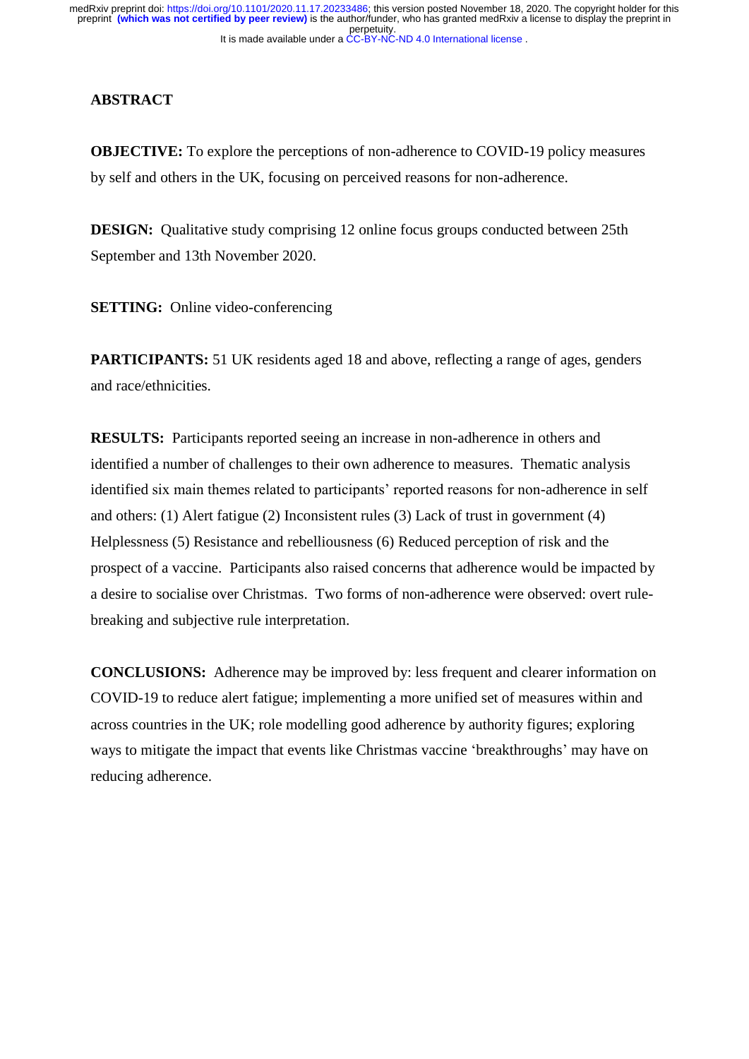## ABSTRACT

**OBJECTIVE:** To explore the perceptions of non-adherence to COVID-19 policy measures by self and others in the UK, focusing on perceived reasons for non-adherence.

**DESIGN:** Qualitative study comprising 12 online focus groups conducted between 25th September and 13th November 2020.

**SETTING:** Online video-conferencing

**PARTICIPANTS:** 51 UK residents aged 18 and above, reflecting a range of ages, genders and race/ethnicities.

**RESULTS:** Participants reported seeing an increase in non-adherence in others and identified a number of challenges to their own adherence to measures. Thematic analysis identified six main themes related to participants' reported reasons for non-adherence in self and others: (1) Alert fatigue (2) Inconsistent rules (3) Lack of trust in government (4) Helplessness (5) Resistance and rebelliousness (6) Reduced perception of risk and the prospect of a vaccine. Participants also raised concerns that adherence would be impacted by a desire to socialise over Christmas. Two forms of non-adherence were observed: overt rule-breaking and subjective rule interpretation.

**CONCLUSIONS:** Adherence may be improved by: less frequent and clearer information on COVID-19 to reduce alert fatigue; implementing a more unified set of measures within and across countries in the UK; role modelling good adherence by authority figures; exploring ways to mitigate the impact that events like Christmas vaccine 'breakthroughs' may have on reducing adherence.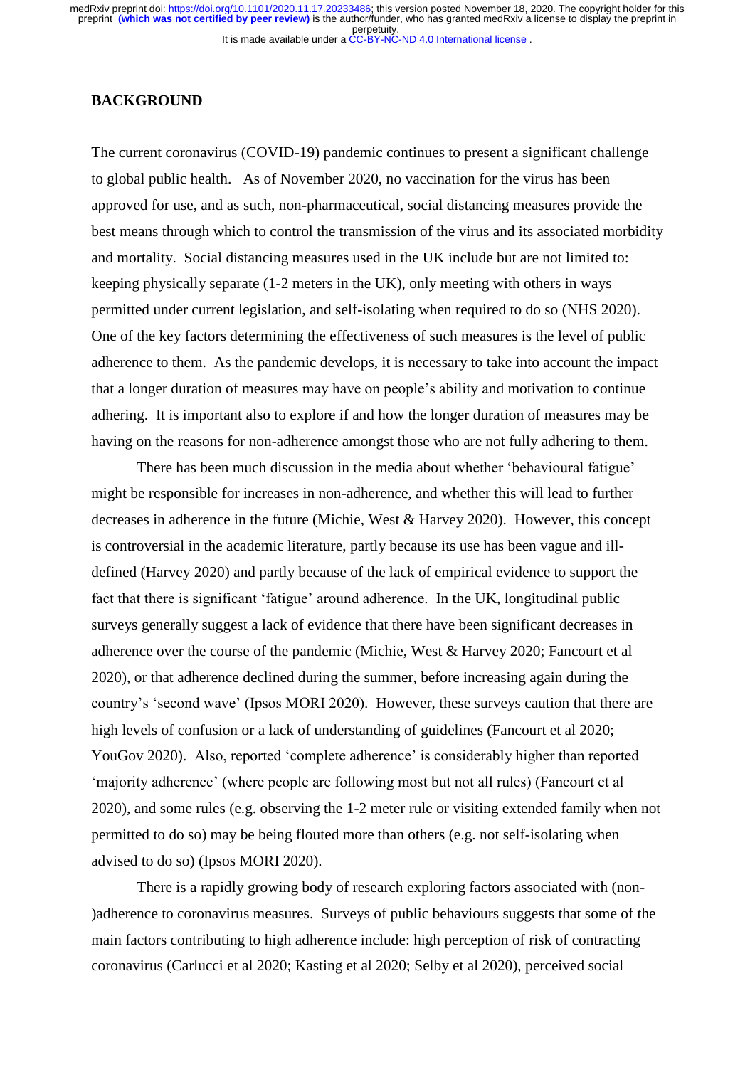## BACKGROUND

The current coronavirus (COVID-19) pandemic continues to present a significant challenge to global public health. As of November 2020, no vaccination for the virus has been approved for use, and as such, non-pharmaceutical, social distancing measures provide the best means through which to control the transmission of the virus and its associated morbidity and mortality. Social distancing measures used in the UK include but are not limited to: keeping physically separate (1-2 meters in the UK), only meeting with others in ways permitted under current legislation, and self-isolating when required to do so (NHS 2020). One of the key factors determining the effectiveness of such measures is the level of public adherence to them. As the pandemic develops, it is necessary to take into account the impact that a longer duration of measures may have on people's ability and motivation to continue adhering. It is important also to explore if and how the longer duration of measures may be having on the reasons for non-adherence amongst those who are not fully adhering to them.

There has been much discussion in the media about whether 'behavioural fatigue' might be responsible for increases in non-adherence, and whether this will lead to further decreases in adherence in the future (Michie, West & Harvey 2020). However, this concept is controversial in the academic literature, partly because its use has been vague and ill-defined (Harvey 2020) and partly because of the lack of empirical evidence to support the fact that there is significant 'fatigue' around adherence. In the UK, longitudinal public surveys generally suggest a lack of evidence that there have been significant decreases in adherence over the course of the pandemic (Michie, West & Harvey 2020; Fancourt et al 2020), or that adherence declined during the summer, before increasing again during the country's 'second wave' (Ipsos MORI 2020). However, these surveys caution that there are high levels of confusion or a lack of understanding of guidelines (Fancourt et al 2020; YouGov 2020). Also, reported 'complete adherence' is considerably higher than reported 'majority adherence' (where people are following most but not all rules) (Fancourt et al 2020), and some rules (e.g. observing the 1-2 meter rule or visiting extended family when not permitted to do so) may be being flouted more than others (e.g. not self-isolating when advised to do so) (Ipsos MORI 2020).

There is a rapidly growing body of research exploring factors associated with (non-)adherence to coronavirus measures. Surveys of public behaviours suggests that some of the main factors contributing to high adherence include: high perception of risk of contracting coronavirus (Carlucci et al 2020; Kasting et al 2020; Selby et al 2020), perceived social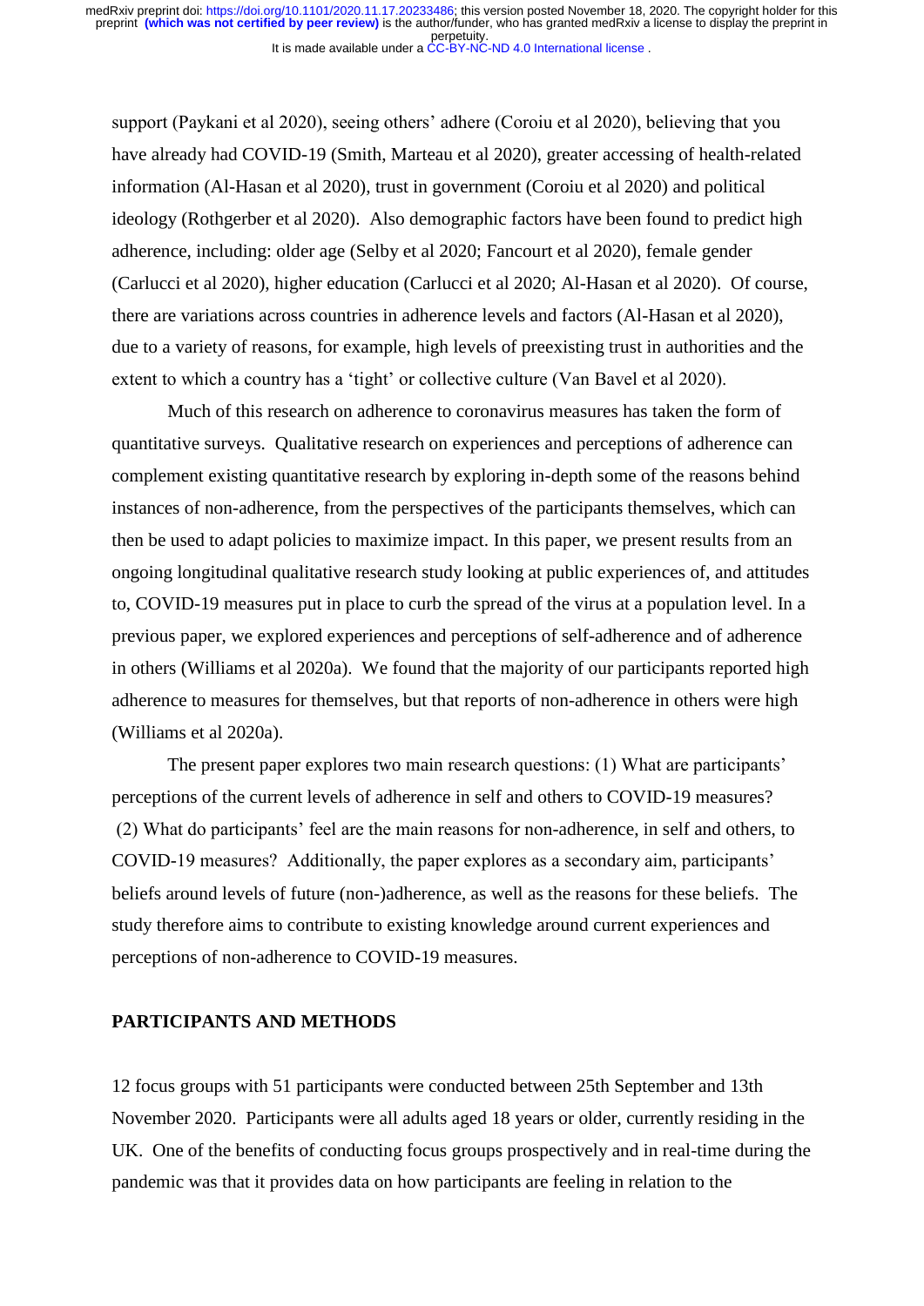support (Paykani et al 2020), seeing others' adhere (Coroiu et al 2020), believing that you have already had COVID-19 (Smith, Marteau et al 2020), greater accessing of health-related information (Al-Hasan et al 2020), trust in government (Coroiu et al 2020) and political ideology (Rothgerber et al 2020). Also demographic factors have been found to predict high adherence, including: older age (Selby et al 2020; Fancourt et al 2020), female gender (Carlucci et al 2020), higher education (Carlucci et al 2020; Al-Hasan et al 2020). Of course, there are variations across countries in adherence levels and factors (Al-Hasan et al 2020), due to a variety of reasons, for example, high levels of preexisting trust in authorities and the extent to which a country has a 'tight' or collective culture (Van Bavel et al 2020).

Much of this research on adherence to coronavirus measures has taken the form of quantitative surveys. Qualitative research on experiences and perceptions of adherence can complement existing quantitative research by exploring in-depth some of the reasons behind instances of non-adherence, from the perspectives of the participants themselves, which can then be used to adapt policies to maximize impact. In this paper, we present results from an ongoing longitudinal qualitative research study looking at public experiences of, and attitudes to, COVID-19 measures put in place to curb the spread of the virus at a population level. In a previous paper, we explored experiences and perceptions of self-adherence and of adherence in others (Williams et al 2020a). We found that the majority of our participants reported high adherence to measures for themselves, but that reports of non-adherence in others were high (Williams et al 2020a).

The present paper explores two main research questions: (1) What are participants' perceptions of the current levels of adherence in self and others to COVID-19 measures? (2) What do participants' feel are the main reasons for non-adherence, in self and others, to COVID-19 measures? Additionally, the paper explores as a secondary aim, participants' beliefs around levels of future (non-)adherence, as well as the reasons for these beliefs. The study therefore aims to contribute to existing knowledge around current experiences and perceptions of non-adherence to COVID-19 measures.

## PARTICIPANTS AND METHODS

12 focus groups with 51 participants were conducted between 25th September and 13th November 2020. Participants were all adults aged 18 years or older, currently residing in the UK. One of the benefits of conducting focus groups prospectively and in real-time during the pandemic was that it provides data on how participants are feeling in relation to the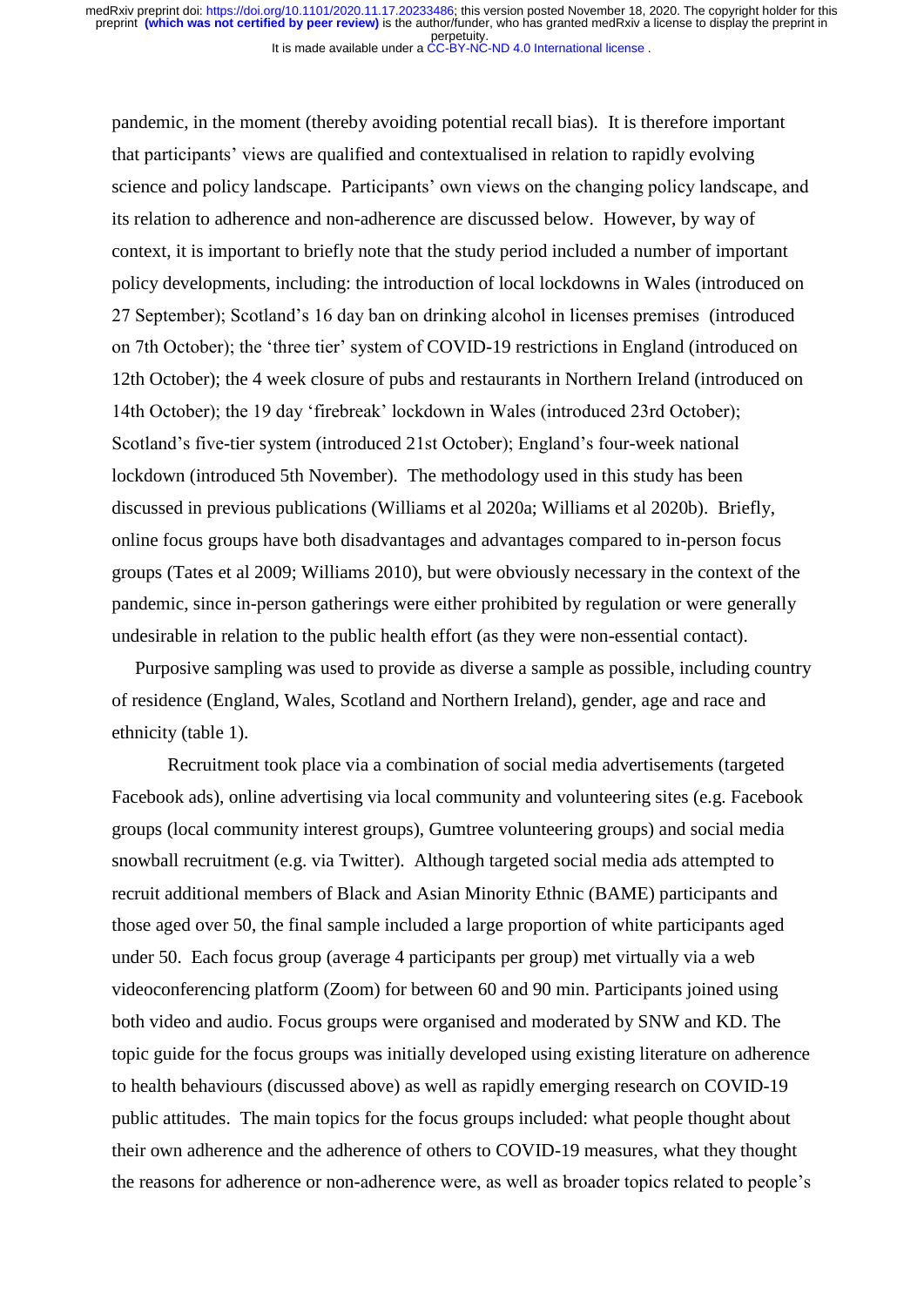pandemic, in the moment (thereby avoiding potential recall bias). It is therefore important that participants' views are qualified and contextualised in relation to rapidly evolving science and policy landscape. Participants' own views on the changing policy landscape, and its relation to adherence and non-adherence are discussed below. However, by way of context, it is important to briefly note that the study period included a number of important policy developments, including: the introduction of local lockdowns in Wales (introduced on 27 September); Scotland's 16 day ban on drinking alcohol in licenses premises (introduced on 7th October); the 'three tier' system of COVID-19 restrictions in England (introduced on 12th October); the 4 week closure of pubs and restaurants in Northern Ireland (introduced on 14th October); the 19 day 'firebreak' lockdown in Wales (introduced 23rd October); Scotland's five-tier system (introduced 21st October); England's four-week national lockdown (introduced 5th November). The methodology used in this study has been discussed in previous publications (Williams et al 2020a; Williams et al 2020b). Briefly, online focus groups have both disadvantages and advantages compared to in-person focus groups (Tates et al 2009; Williams 2010), but were obviously necessary in the context of the pandemic, since in-person gatherings were either prohibited by regulation or were generally undesirable in relation to the public health effort (as they were non-essential contact).

Purposive sampling was used to provide as diverse a sample as possible, including country of residence (England, Wales, Scotland and Northern Ireland), gender, age and race and ethnicity (table 1).

Recruitment took place via a combination of social media advertisements (targeted Facebook ads), online advertising via local community and volunteering sites (e.g. Facebook groups (local community interest groups), Gumtree volunteering groups) and social media snowball recruitment (e.g. via Twitter). Although targeted social media ads attempted to recruit additional members of Black and Asian Minority Ethnic (BAME) participants and those aged over 50, the final sample included a large proportion of white participants aged under 50. Each focus group (average 4 participants per group) met virtually via a web videoconferencing platform (Zoom) for between 60 and 90 min. Participants joined using both video and audio. Focus groups were organised and moderated by SNW and KD. The topic guide for the focus groups was initially developed using existing literature on adherence to health behaviours (discussed above) as well as rapidly emerging research on COVID-19 public attitudes. The main topics for the focus groups included: what people thought about their own adherence and the adherence of others to COVID-19 measures, what they thought the reasons for adherence or non-adherence were, as well as broader topics related to people's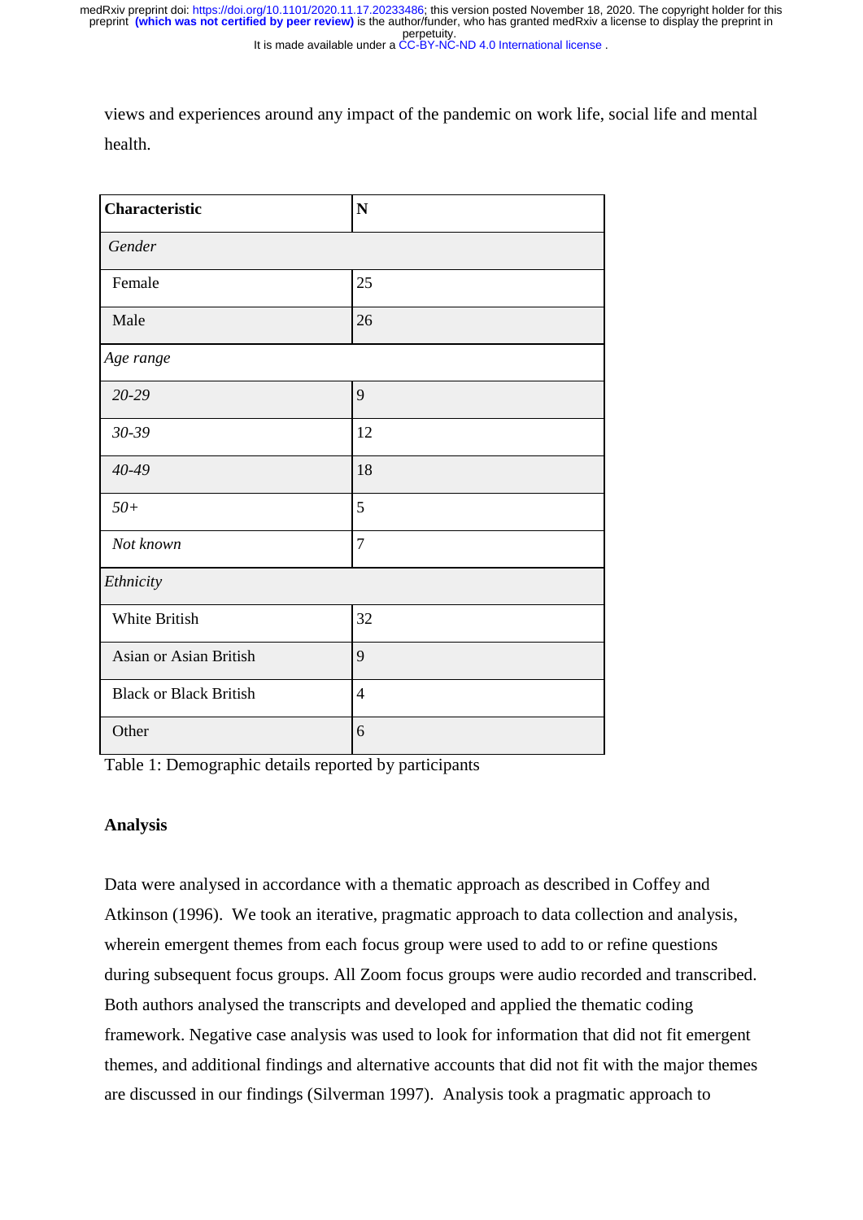views and experiences around any impact of the pandemic on work life, social life and mental health.

| **Characteristic** | **N** |
|---|---|
| *Gender* | |
| Female | 25 |
| Male | 26 |
| *Age range* | |
| *20-29* | 9 |
| *30-39* | 12 |
| *40-49* | 18 |
| *50+* | 5 |
| *Not known* | 7 |
| *Ethnicity* | |
| White British | 32 |
| Asian or Asian British | 9 |
| Black or Black British | 4 |
| Other | 6 |

Table 1: Demographic details reported by participants

### Analysis

Data were analysed in accordance with a thematic approach as described in Coffey and Atkinson (1996). We took an iterative, pragmatic approach to data collection and analysis, wherein emergent themes from each focus group were used to add to or refine questions during subsequent focus groups. All Zoom focus groups were audio recorded and transcribed. Both authors analysed the transcripts and developed and applied the thematic coding framework. Negative case analysis was used to look for information that did not fit emergent themes, and additional findings and alternative accounts that did not fit with the major themes are discussed in our findings (Silverman 1997). Analysis took a pragmatic approach to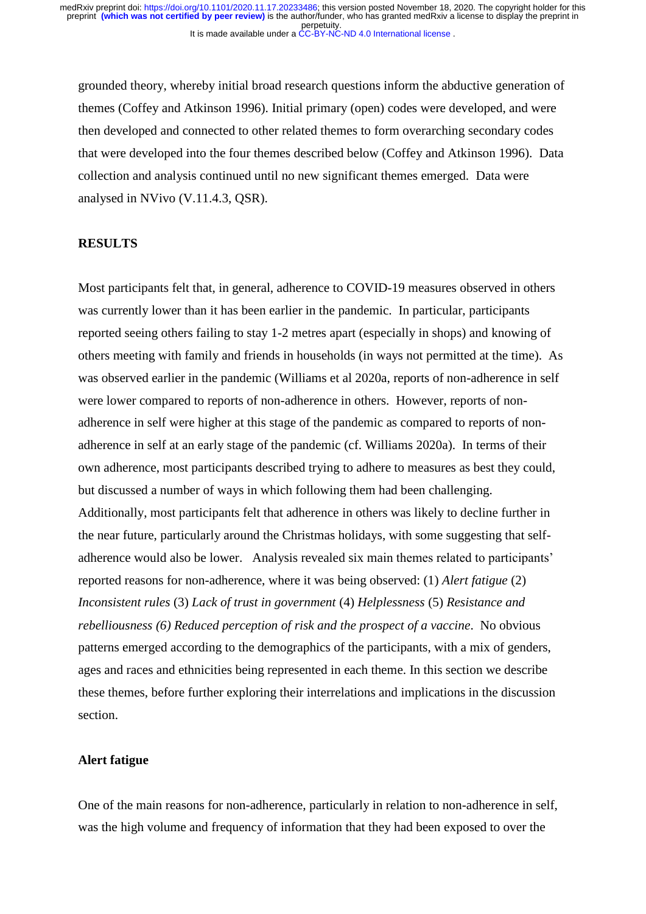grounded theory, whereby initial broad research questions inform the abductive generation of themes (Coffey and Atkinson 1996). Initial primary (open) codes were developed, and were then developed and connected to other related themes to form overarching secondary codes that were developed into the four themes described below (Coffey and Atkinson 1996). Data collection and analysis continued until no new significant themes emerged. Data were analysed in NVivo (V.11.4.3, QSR).

## RESULTS

Most participants felt that, in general, adherence to COVID-19 measures observed in others was currently lower than it has been earlier in the pandemic. In particular, participants reported seeing others failing to stay 1-2 metres apart (especially in shops) and knowing of others meeting with family and friends in households (in ways not permitted at the time). As was observed earlier in the pandemic (Williams et al 2020a, reports of non-adherence in self were lower compared to reports of non-adherence in others. However, reports of non-adherence in self were higher at this stage of the pandemic as compared to reports of non-adherence in self at an early stage of the pandemic (cf. Williams 2020a). In terms of their own adherence, most participants described trying to adhere to measures as best they could, but discussed a number of ways in which following them had been challenging. Additionally, most participants felt that adherence in others was likely to decline further in the near future, particularly around the Christmas holidays, with some suggesting that self-adherence would also be lower. Analysis revealed six main themes related to participants' reported reasons for non-adherence, where it was being observed: (1) *Alert fatigue* (2) *Inconsistent rules* (3) *Lack of trust in government* (4) *Helplessness* (5) *Resistance and rebelliousness (6) Reduced perception of risk and the prospect of a vaccine*. No obvious patterns emerged according to the demographics of the participants, with a mix of genders, ages and races and ethnicities being represented in each theme. In this section we describe these themes, before further exploring their interrelations and implications in the discussion section.

### Alert fatigue

One of the main reasons for non-adherence, particularly in relation to non-adherence in self, was the high volume and frequency of information that they had been exposed to over the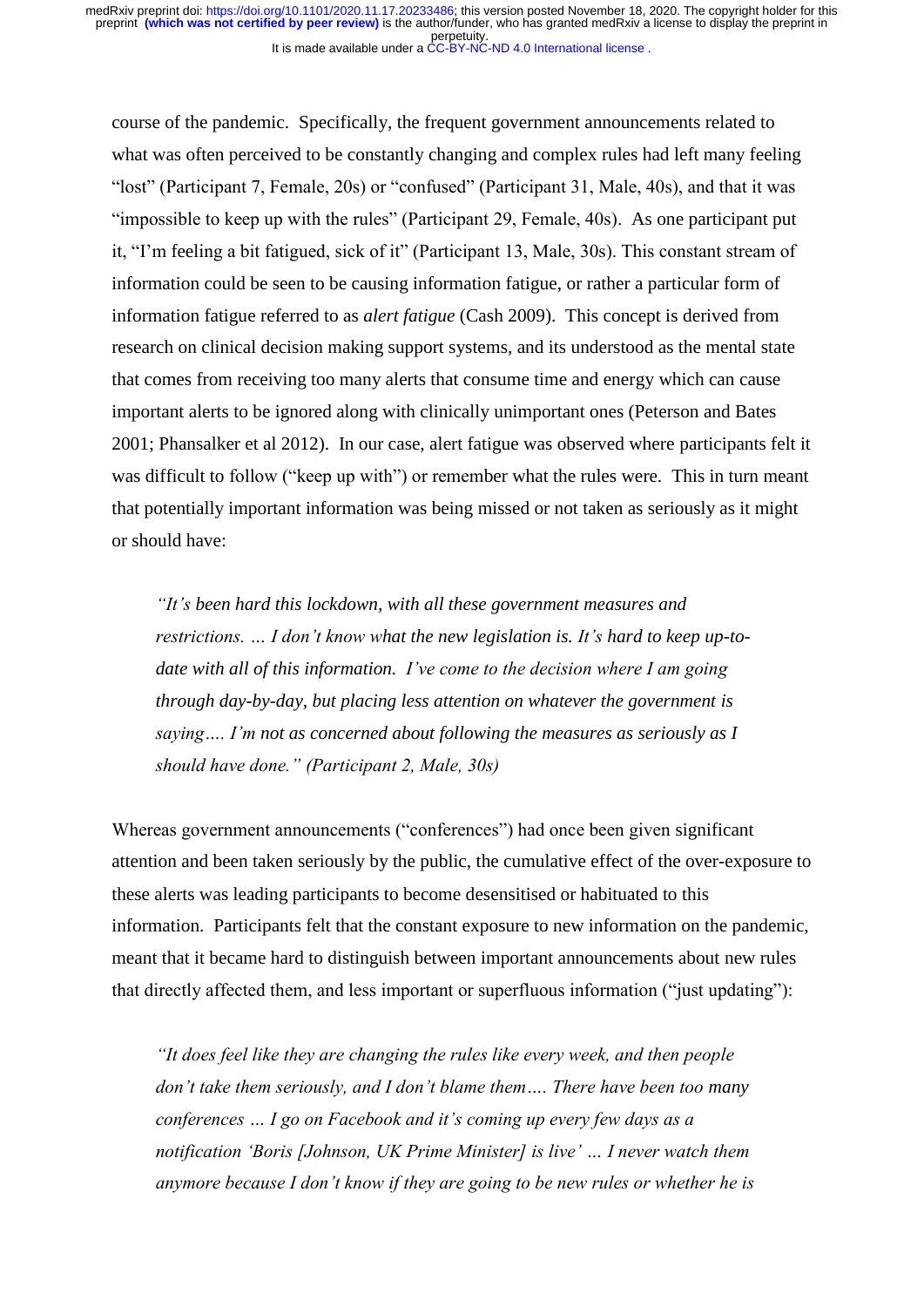course of the pandemic. Specifically, the frequent government announcements related to what was often perceived to be constantly changing and complex rules had left many feeling "lost" (Participant 7, Female, 20s) or "confused" (Participant 31, Male, 40s), and that it was "impossible to keep up with the rules" (Participant 29, Female, 40s). As one participant put it, "I'm feeling a bit fatigued, sick of it" (Participant 13, Male, 30s). This constant stream of information could be seen to be causing information fatigue, or rather a particular form of information fatigue referred to as *alert fatigue* (Cash 2009). This concept is derived from research on clinical decision making support systems, and its understood as the mental state that comes from receiving too many alerts that consume time and energy which can cause important alerts to be ignored along with clinically unimportant ones (Peterson and Bates 2001; Phansalker et al 2012). In our case, alert fatigue was observed where participants felt it was difficult to follow ("keep up with") or remember what the rules were. This in turn meant that potentially important information was being missed or not taken as seriously as it might or should have:

> *"It's been hard this lockdown, with all these government measures and restrictions. … I don't know what the new legislation is. It's hard to keep up-to-date with all of this information. I've come to the decision where I am going through day-by-day, but placing less attention on whatever the government is saying…. I'm not as concerned about following the measures as seriously as I should have done." (Participant 2, Male, 30s)*

Whereas government announcements ("conferences") had once been given significant attention and been taken seriously by the public, the cumulative effect of the over-exposure to these alerts was leading participants to become desensitised or habituated to this information. Participants felt that the constant exposure to new information on the pandemic, meant that it became hard to distinguish between important announcements about new rules that directly affected them, and less important or superfluous information ("just updating"):

> *"It does feel like they are changing the rules like every week, and then people don't take them seriously, and I don't blame them…. There have been too many conferences … I go on Facebook and it's coming up every few days as a notification 'Boris [Johnson, UK Prime Minister] is live' … I never watch them anymore because I don't know if they are going to be new rules or whether he is*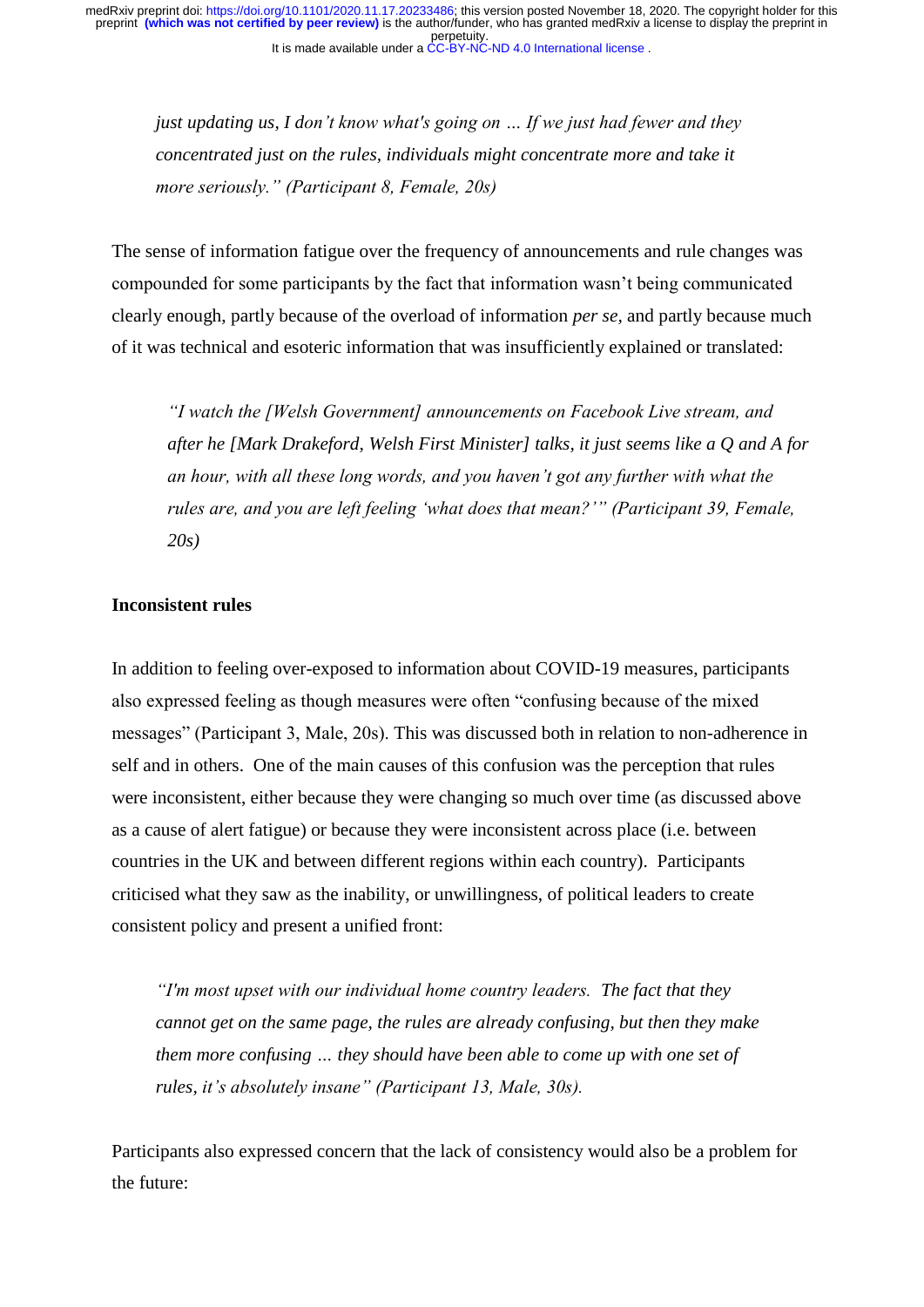*just updating us, I don't know what's going on … If we just had fewer and they concentrated just on the rules, individuals might concentrate more and take it more seriously." (Participant 8, Female, 20s)*

The sense of information fatigue over the frequency of announcements and rule changes was compounded for some participants by the fact that information wasn't being communicated clearly enough, partly because of the overload of information *per se,* and partly because much of it was technical and esoteric information that was insufficiently explained or translated:

> *"I watch the [Welsh Government] announcements on Facebook Live stream, and after he [Mark Drakeford, Welsh First Minister] talks, it just seems like a Q and A for an hour, with all these long words, and you haven't got any further with what the rules are, and you are left feeling 'what does that mean?'" (Participant 39, Female, 20s)*

**Inconsistent rules**

In addition to feeling over-exposed to information about COVID-19 measures, participants also expressed feeling as though measures were often "confusing because of the mixed messages" (Participant 3, Male, 20s). This was discussed both in relation to non-adherence in self and in others. One of the main causes of this confusion was the perception that rules were inconsistent, either because they were changing so much over time (as discussed above as a cause of alert fatigue) or because they were inconsistent across place (i.e. between countries in the UK and between different regions within each country). Participants criticised what they saw as the inability, or unwillingness, of political leaders to create consistent policy and present a unified front:

> *"I'm most upset with our individual home country leaders. The fact that they cannot get on the same page, the rules are already confusing, but then they make them more confusing … they should have been able to come up with one set of rules, it's absolutely insane" (Participant 13, Male, 30s).*

Participants also expressed concern that the lack of consistency would also be a problem for the future: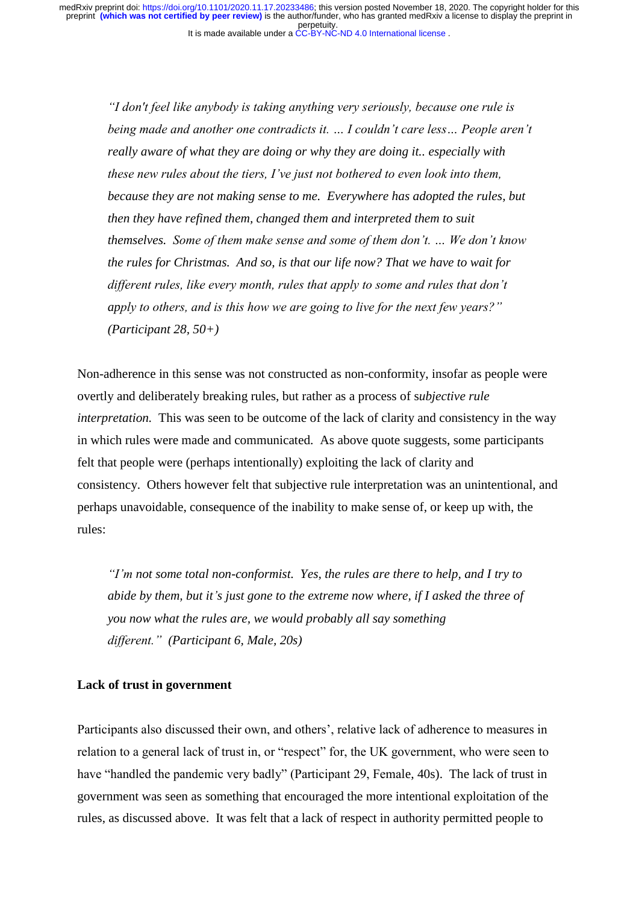*"I don't feel like anybody is taking anything very seriously, because one rule is being made and another one contradicts it. … I couldn't care less… People aren't really aware of what they are doing or why they are doing it.. especially with these new rules about the tiers, I've just not bothered to even look into them, because they are not making sense to me. Everywhere has adopted the rules, but then they have refined them, changed them and interpreted them to suit themselves. Some of them make sense and some of them don't. … We don't know the rules for Christmas. And so, is that our life now? That we have to wait for different rules, like every month, rules that apply to some and rules that don't apply to others, and is this how we are going to live for the next few years?" (Participant 28, 50+)*

Non-adherence in this sense was not constructed as non-conformity, insofar as people were overtly and deliberately breaking rules, but rather as a process of s*ubjective rule interpretation.* This was seen to be outcome of the lack of clarity and consistency in the way in which rules were made and communicated. As above quote suggests, some participants felt that people were (perhaps intentionally) exploiting the lack of clarity and consistency. Others however felt that subjective rule interpretation was an unintentional, and perhaps unavoidable, consequence of the inability to make sense of, or keep up with, the rules:

*"I'm not some total non-conformist. Yes, the rules are there to help, and I try to abide by them, but it's just gone to the extreme now where, if I asked the three of you now what the rules are, we would probably all say something different." (Participant 6, Male, 20s)*

**Lack of trust in government**

Participants also discussed their own, and others', relative lack of adherence to measures in relation to a general lack of trust in, or "respect" for, the UK government, who were seen to have "handled the pandemic very badly" (Participant 29, Female, 40s). The lack of trust in government was seen as something that encouraged the more intentional exploitation of the rules, as discussed above. It was felt that a lack of respect in authority permitted people to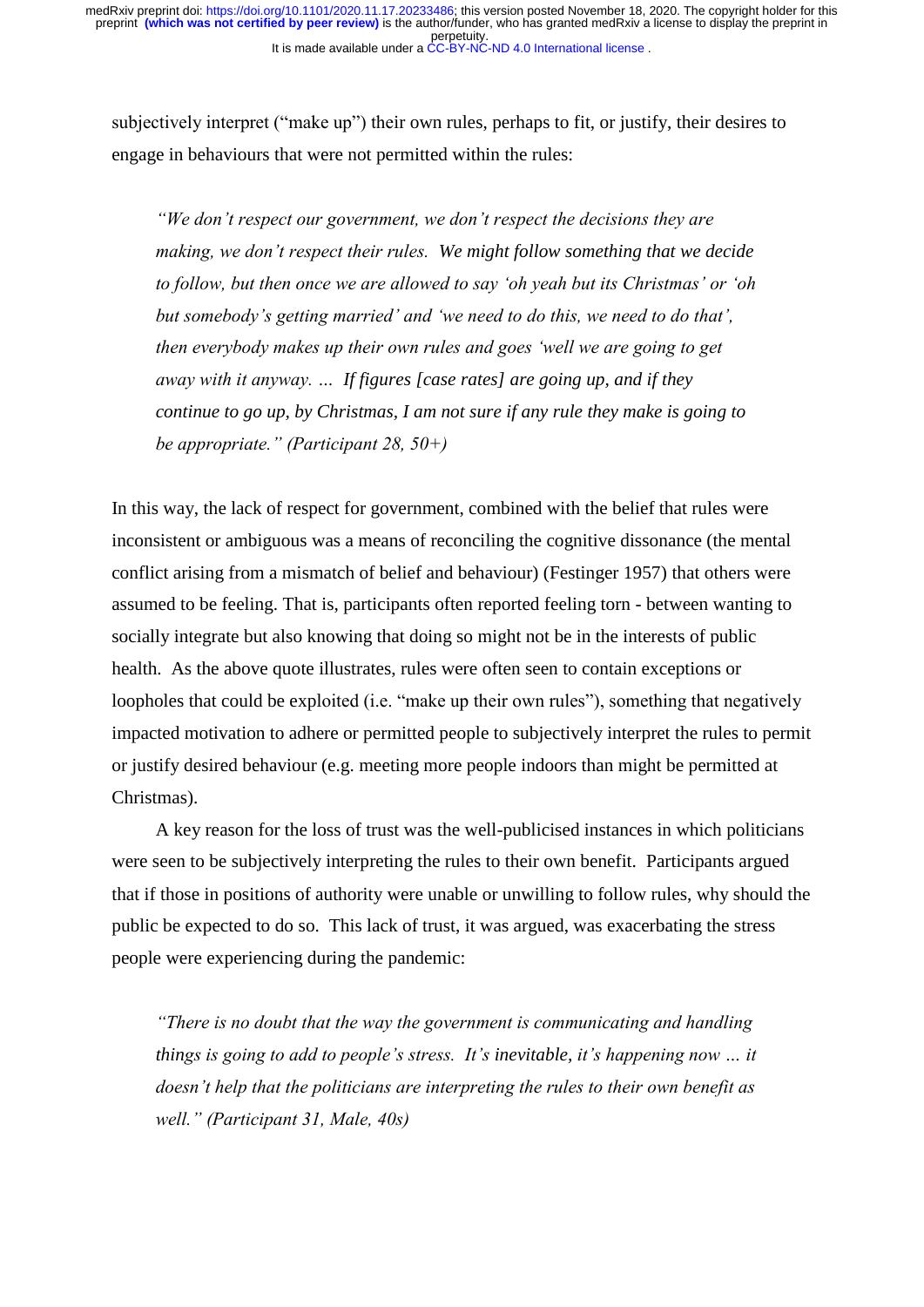subjectively interpret ("make up") their own rules, perhaps to fit, or justify, their desires to engage in behaviours that were not permitted within the rules:

> *"We don't respect our government, we don't respect the decisions they are making, we don't respect their rules. We might follow something that we decide to follow, but then once we are allowed to say 'oh yeah but its Christmas' or 'oh but somebody's getting married' and 'we need to do this, we need to do that', then everybody makes up their own rules and goes 'well we are going to get away with it anyway. … If figures [case rates] are going up, and if they continue to go up, by Christmas, I am not sure if any rule they make is going to be appropriate." (Participant 28, 50+)*

In this way, the lack of respect for government, combined with the belief that rules were inconsistent or ambiguous was a means of reconciling the cognitive dissonance (the mental conflict arising from a mismatch of belief and behaviour) (Festinger 1957) that others were assumed to be feeling. That is, participants often reported feeling torn - between wanting to socially integrate but also knowing that doing so might not be in the interests of public health. As the above quote illustrates, rules were often seen to contain exceptions or loopholes that could be exploited (i.e. "make up their own rules"), something that negatively impacted motivation to adhere or permitted people to subjectively interpret the rules to permit or justify desired behaviour (e.g. meeting more people indoors than might be permitted at Christmas).

A key reason for the loss of trust was the well-publicised instances in which politicians were seen to be subjectively interpreting the rules to their own benefit. Participants argued that if those in positions of authority were unable or unwilling to follow rules, why should the public be expected to do so. This lack of trust, it was argued, was exacerbating the stress people were experiencing during the pandemic:

> *"There is no doubt that the way the government is communicating and handling things is going to add to people's stress. It's inevitable, it's happening now … it doesn't help that the politicians are interpreting the rules to their own benefit as well." (Participant 31, Male, 40s)*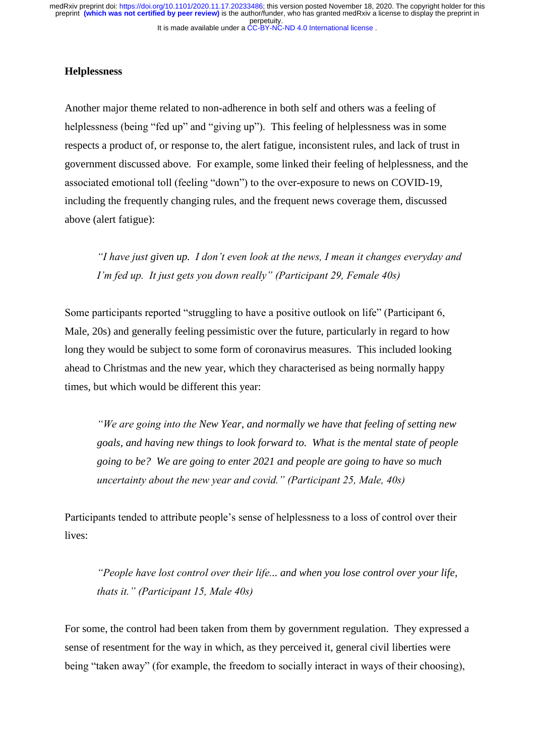**Helplessness**

Another major theme related to non-adherence in both self and others was a feeling of helplessness (being "fed up" and "giving up"). This feeling of helplessness was in some respects a product of, or response to, the alert fatigue, inconsistent rules, and lack of trust in government discussed above. For example, some linked their feeling of helplessness, and the associated emotional toll (feeling "down") to the over-exposure to news on COVID-19, including the frequently changing rules, and the frequent news coverage them, discussed above (alert fatigue):

> *"I have just given up. I don't even look at the news, I mean it changes everyday and I'm fed up. It just gets you down really" (Participant 29, Female 40s)*

Some participants reported "struggling to have a positive outlook on life" (Participant 6, Male, 20s) and generally feeling pessimistic over the future, particularly in regard to how long they would be subject to some form of coronavirus measures. This included looking ahead to Christmas and the new year, which they characterised as being normally happy times, but which would be different this year:

> *"We are going into the New Year, and normally we have that feeling of setting new goals, and having new things to look forward to. What is the mental state of people going to be? We are going to enter 2021 and people are going to have so much uncertainty about the new year and covid." (Participant 25, Male, 40s)*

Participants tended to attribute people's sense of helplessness to a loss of control over their lives:

> *"People have lost control over their life... and when you lose control over your life, thats it." (Participant 15, Male 40s)*

For some, the control had been taken from them by government regulation. They expressed a sense of resentment for the way in which, as they perceived it, general civil liberties were being "taken away" (for example, the freedom to socially interact in ways of their choosing),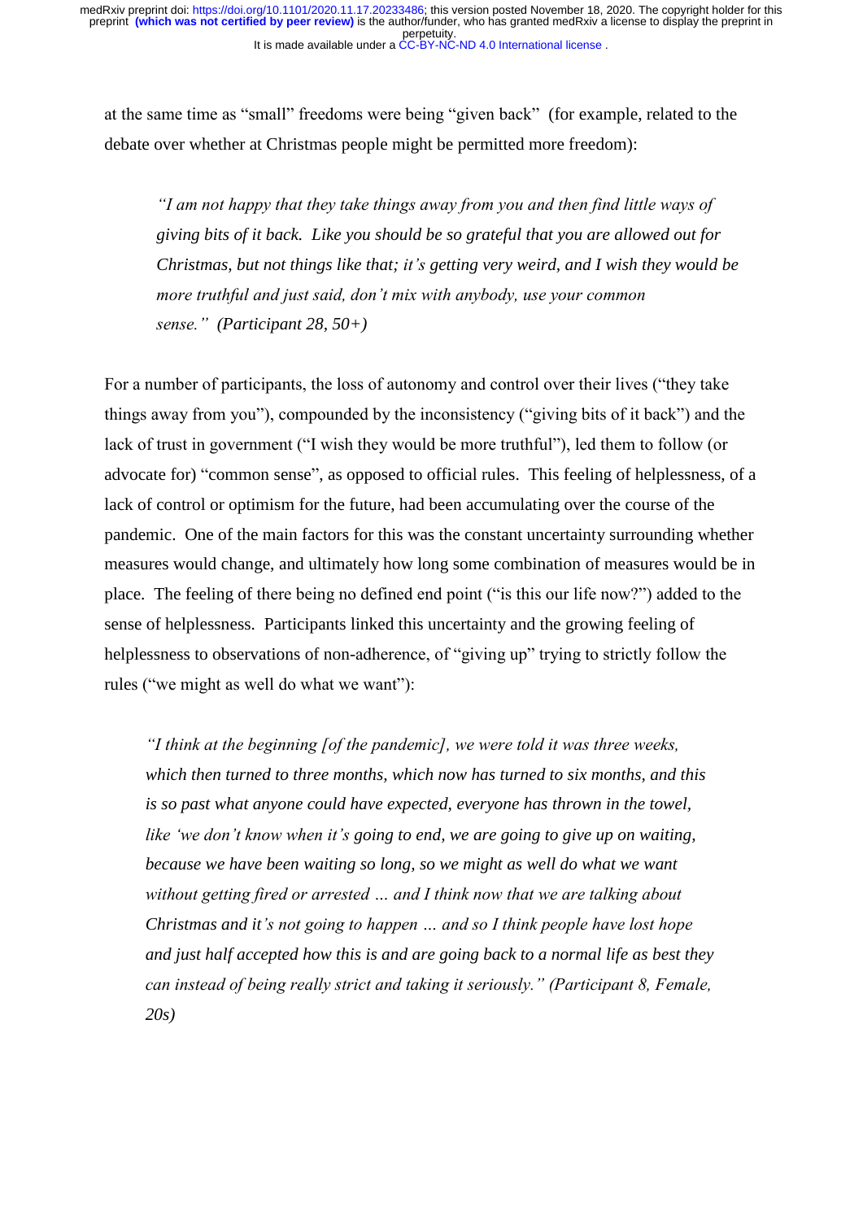at the same time as "small" freedoms were being "given back" (for example, related to the debate over whether at Christmas people might be permitted more freedom):

> *"I am not happy that they take things away from you and then find little ways of giving bits of it back. Like you should be so grateful that you are allowed out for Christmas, but not things like that; it's getting very weird, and I wish they would be more truthful and just said, don't mix with anybody, use your common sense." (Participant 28, 50+)*

For a number of participants, the loss of autonomy and control over their lives ("they take things away from you"), compounded by the inconsistency ("giving bits of it back") and the lack of trust in government ("I wish they would be more truthful"), led them to follow (or advocate for) "common sense", as opposed to official rules. This feeling of helplessness, of a lack of control or optimism for the future, had been accumulating over the course of the pandemic. One of the main factors for this was the constant uncertainty surrounding whether measures would change, and ultimately how long some combination of measures would be in place. The feeling of there being no defined end point ("is this our life now?") added to the sense of helplessness. Participants linked this uncertainty and the growing feeling of helplessness to observations of non-adherence, of "giving up" trying to strictly follow the rules ("we might as well do what we want"):

> *"I think at the beginning [of the pandemic], we were told it was three weeks, which then turned to three months, which now has turned to six months, and this is so past what anyone could have expected, everyone has thrown in the towel, like 'we don't know when it's going to end, we are going to give up on waiting, because we have been waiting so long, so we might as well do what we want without getting fired or arrested … and I think now that we are talking about Christmas and it's not going to happen … and so I think people have lost hope and just half accepted how this is and are going back to a normal life as best they can instead of being really strict and taking it seriously." (Participant 8, Female, 20s)*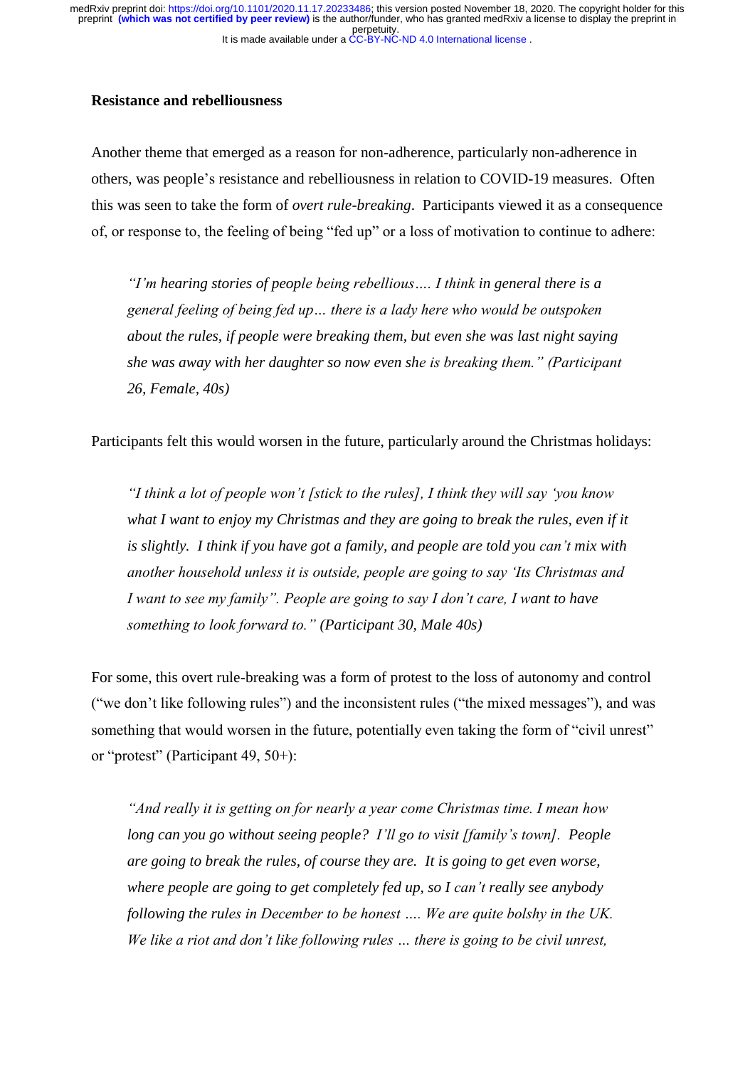**Resistance and rebelliousness**

Another theme that emerged as a reason for non-adherence, particularly non-adherence in others, was people's resistance and rebelliousness in relation to COVID-19 measures. Often this was seen to take the form of *overt rule-breaking*. Participants viewed it as a consequence of, or response to, the feeling of being "fed up" or a loss of motivation to continue to adhere:

> *"I'm hearing stories of people being rebellious…. I think in general there is a general feeling of being fed up… there is a lady here who would be outspoken about the rules, if people were breaking them, but even she was last night saying she was away with her daughter so now even she is breaking them." (Participant 26, Female, 40s)*

Participants felt this would worsen in the future, particularly around the Christmas holidays:

> *"I think a lot of people won't [stick to the rules], I think they will say 'you know what I want to enjoy my Christmas and they are going to break the rules, even if it is slightly. I think if you have got a family, and people are told you can't mix with another household unless it is outside, people are going to say 'Its Christmas and I want to see my family". People are going to say I don't care, I want to have something to look forward to." (Participant 30, Male 40s)*

For some, this overt rule-breaking was a form of protest to the loss of autonomy and control ("we don't like following rules") and the inconsistent rules ("the mixed messages"), and was something that would worsen in the future, potentially even taking the form of "civil unrest" or "protest" (Participant 49, 50+):

> *"And really it is getting on for nearly a year come Christmas time. I mean how long can you go without seeing people? I'll go to visit [family's town]. People are going to break the rules, of course they are. It is going to get even worse, where people are going to get completely fed up, so I can't really see anybody following the rules in December to be honest …. We are quite bolshy in the UK. We like a riot and don't like following rules … there is going to be civil unrest,*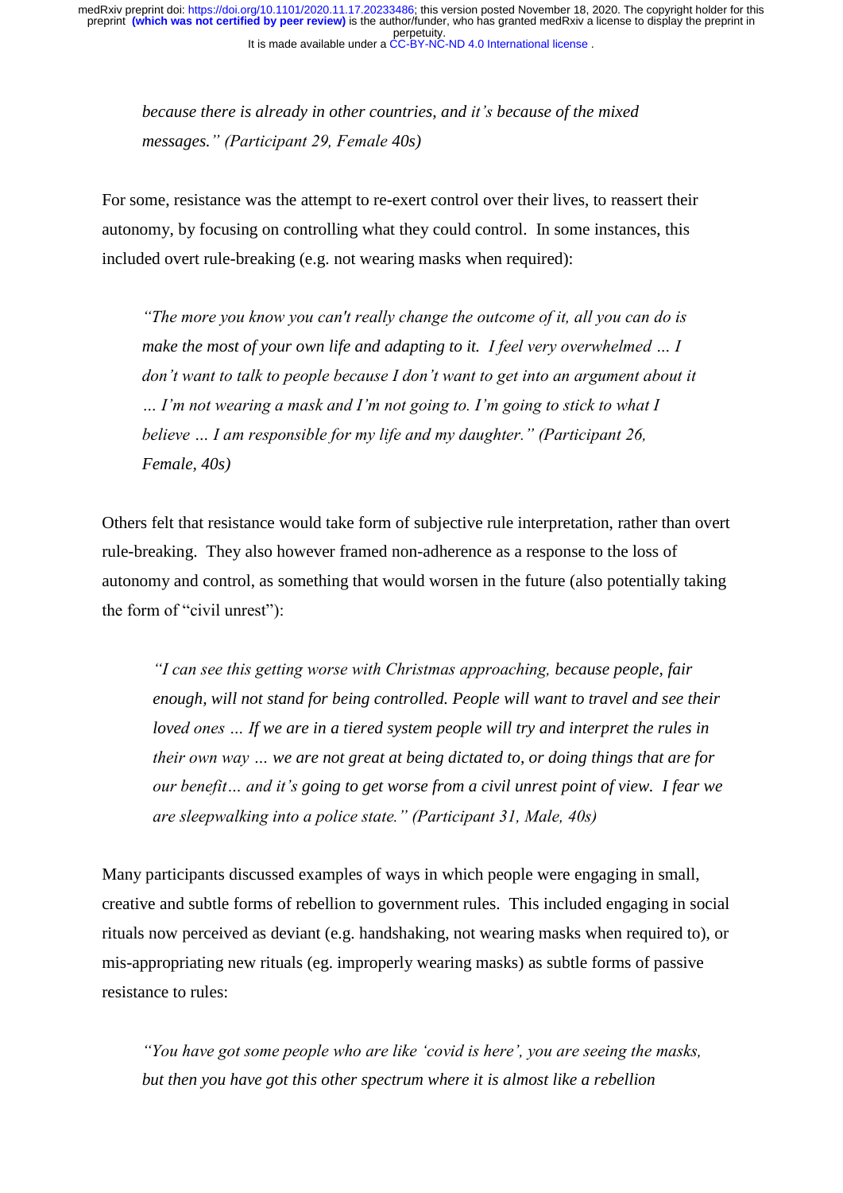*because there is already in other countries, and it's because of the mixed messages." (Participant 29, Female 40s)*

For some, resistance was the attempt to re-exert control over their lives, to reassert their autonomy, by focusing on controlling what they could control. In some instances, this included overt rule-breaking (e.g. not wearing masks when required):

> *"The more you know you can't really change the outcome of it, all you can do is make the most of your own life and adapting to it. I feel very overwhelmed … I don't want to talk to people because I don't want to get into an argument about it … I'm not wearing a mask and I'm not going to. I'm going to stick to what I believe … I am responsible for my life and my daughter." (Participant 26, Female, 40s)*

Others felt that resistance would take form of subjective rule interpretation, rather than overt rule-breaking. They also however framed non-adherence as a response to the loss of autonomy and control, as something that would worsen in the future (also potentially taking the form of "civil unrest"):

> *"I can see this getting worse with Christmas approaching, because people, fair enough, will not stand for being controlled. People will want to travel and see their loved ones … If we are in a tiered system people will try and interpret the rules in their own way … we are not great at being dictated to, or doing things that are for our benefit… and it's going to get worse from a civil unrest point of view. I fear we are sleepwalking into a police state." (Participant 31, Male, 40s)*

Many participants discussed examples of ways in which people were engaging in small, creative and subtle forms of rebellion to government rules. This included engaging in social rituals now perceived as deviant (e.g. handshaking, not wearing masks when required to), or mis-appropriating new rituals (eg. improperly wearing masks) as subtle forms of passive resistance to rules:

> *"You have got some people who are like 'covid is here', you are seeing the masks, but then you have got this other spectrum where it is almost like a rebellion*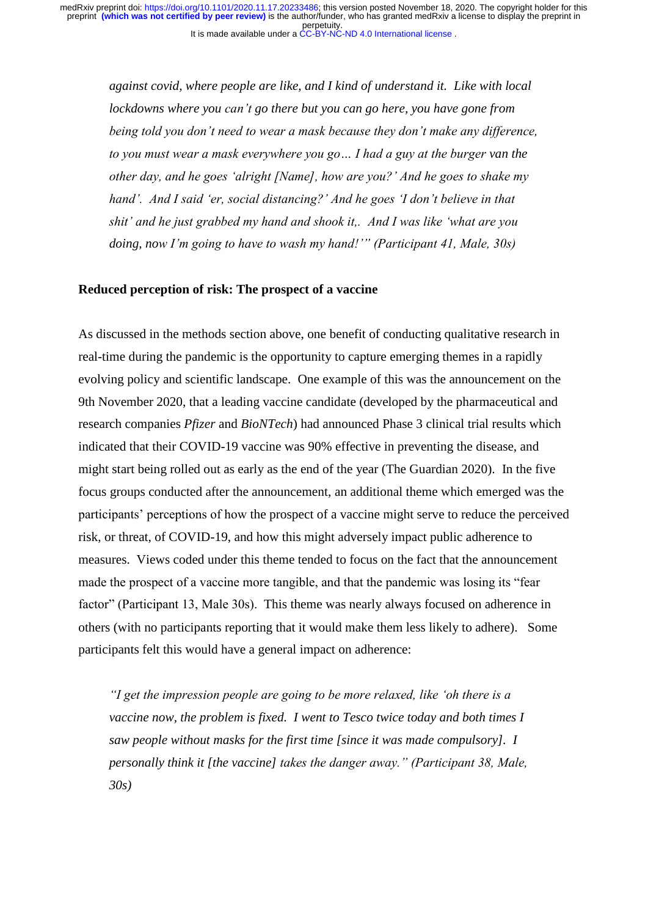*against covid, where people are like, and I kind of understand it. Like with local lockdowns where you can't go there but you can go here, you have gone from being told you don't need to wear a mask because they don't make any difference, to you must wear a mask everywhere you go… I had a guy at the burger van the other day, and he goes 'alright [Name], how are you?' And he goes to shake my hand'. And I said 'er, social distancing?' And he goes 'I don't believe in that shit' and he just grabbed my hand and shook it,. And I was like 'what are you doing, now I'm going to have to wash my hand!'" (Participant 41, Male, 30s)*

**Reduced perception of risk: The prospect of a vaccine**

As discussed in the methods section above, one benefit of conducting qualitative research in real-time during the pandemic is the opportunity to capture emerging themes in a rapidly evolving policy and scientific landscape. One example of this was the announcement on the 9th November 2020, that a leading vaccine candidate (developed by the pharmaceutical and research companies *Pfizer* and *BioNTech*) had announced Phase 3 clinical trial results which indicated that their COVID-19 vaccine was 90% effective in preventing the disease, and might start being rolled out as early as the end of the year (The Guardian 2020). In the five focus groups conducted after the announcement, an additional theme which emerged was the participants' perceptions of how the prospect of a vaccine might serve to reduce the perceived risk, or threat, of COVID-19, and how this might adversely impact public adherence to measures. Views coded under this theme tended to focus on the fact that the announcement made the prospect of a vaccine more tangible, and that the pandemic was losing its "fear factor" (Participant 13, Male 30s). This theme was nearly always focused on adherence in others (with no participants reporting that it would make them less likely to adhere). Some participants felt this would have a general impact on adherence:

*"I get the impression people are going to be more relaxed, like 'oh there is a vaccine now, the problem is fixed. I went to Tesco twice today and both times I saw people without masks for the first time [since it was made compulsory]. I personally think it [the vaccine] takes the danger away." (Participant 38, Male, 30s)*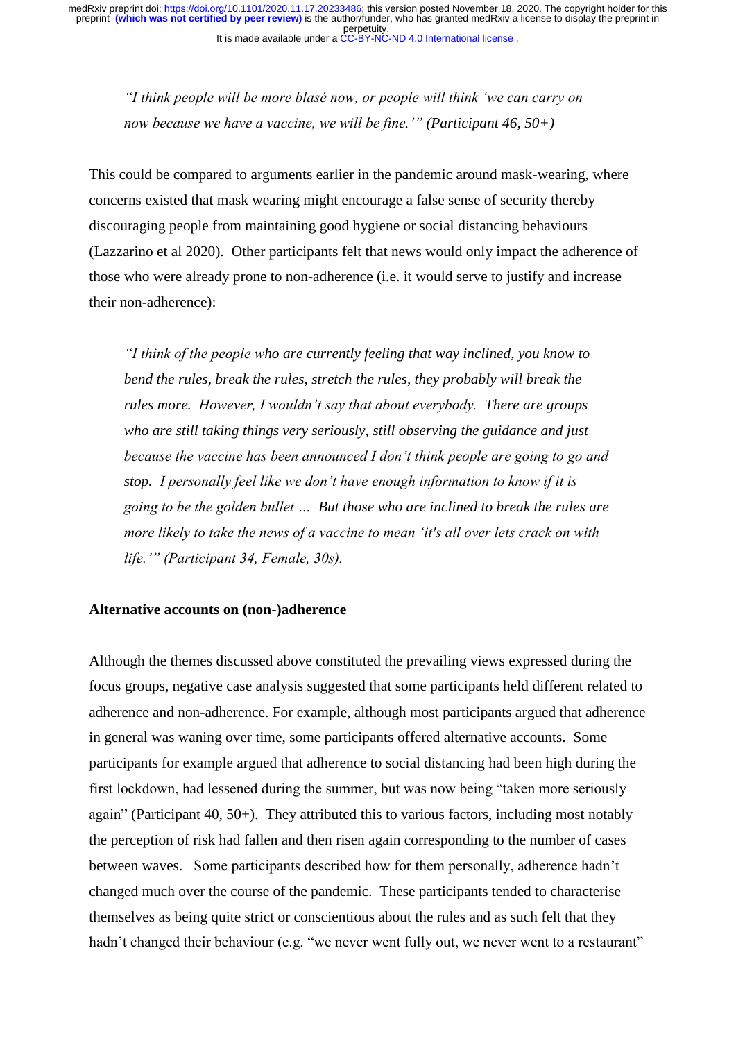*"I think people will be more blasé now, or people will think 'we can carry on now because we have a vaccine, we will be fine.'" (Participant 46, 50+)*

This could be compared to arguments earlier in the pandemic around mask-wearing, where concerns existed that mask wearing might encourage a false sense of security thereby discouraging people from maintaining good hygiene or social distancing behaviours (Lazzarino et al 2020). Other participants felt that news would only impact the adherence of those who were already prone to non-adherence (i.e. it would serve to justify and increase their non-adherence):

*"I think of the people who are currently feeling that way inclined, you know to bend the rules, break the rules, stretch the rules, they probably will break the rules more. However, I wouldn't say that about everybody. There are groups who are still taking things very seriously, still observing the guidance and just because the vaccine has been announced I don't think people are going to go and stop. I personally feel like we don't have enough information to know if it is going to be the golden bullet … But those who are inclined to break the rules are more likely to take the news of a vaccine to mean 'it's all over lets crack on with life.'" (Participant 34, Female, 30s).*

**Alternative accounts on (non-)adherence**

Although the themes discussed above constituted the prevailing views expressed during the focus groups, negative case analysis suggested that some participants held different related to adherence and non-adherence. For example, although most participants argued that adherence in general was waning over time, some participants offered alternative accounts. Some participants for example argued that adherence to social distancing had been high during the first lockdown, had lessened during the summer, but was now being "taken more seriously again" (Participant 40, 50+). They attributed this to various factors, including most notably the perception of risk had fallen and then risen again corresponding to the number of cases between waves. Some participants described how for them personally, adherence hadn't changed much over the course of the pandemic. These participants tended to characterise themselves as being quite strict or conscientious about the rules and as such felt that they hadn't changed their behaviour (e.g. "we never went fully out, we never went to a restaurant"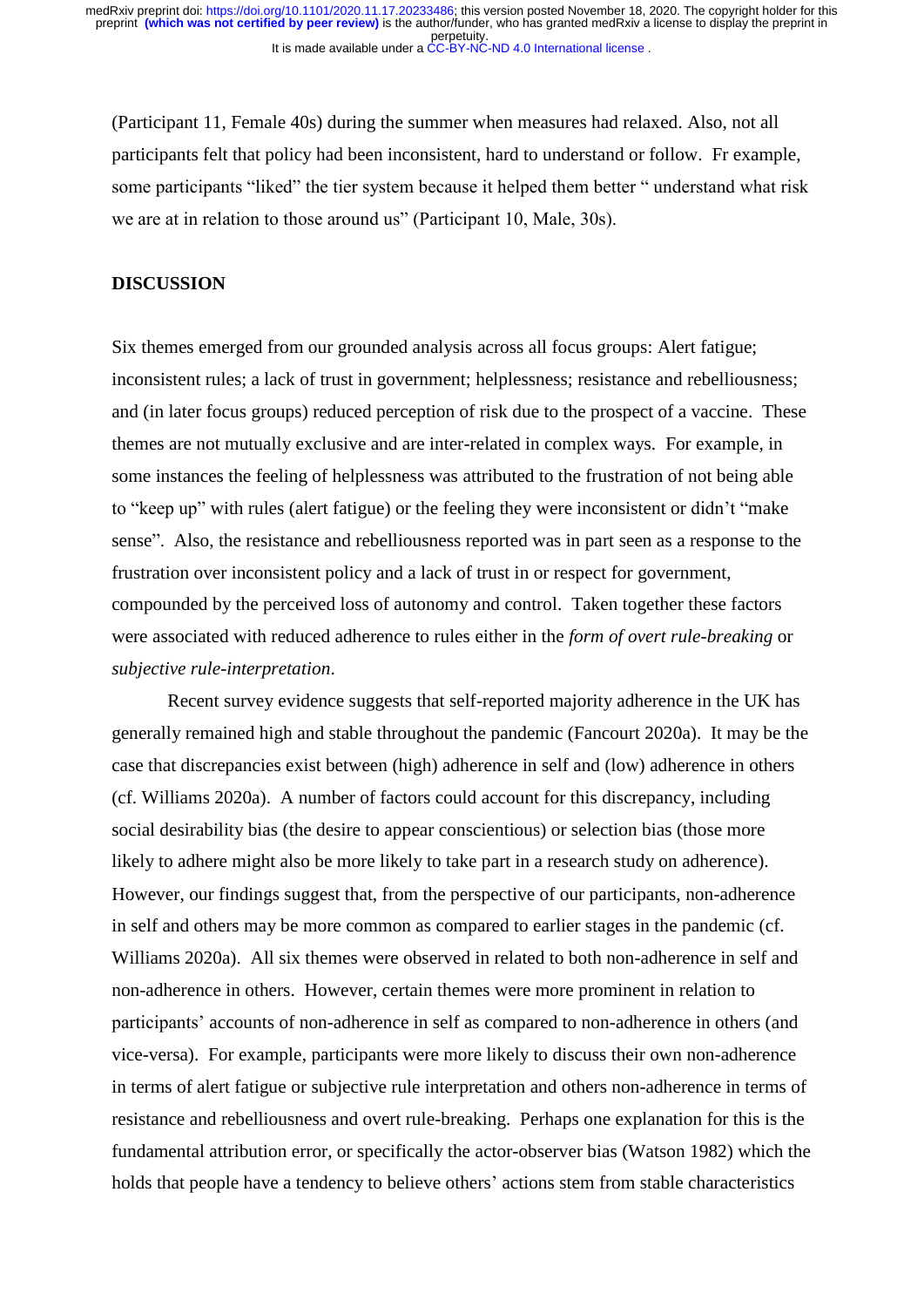(Participant 11, Female 40s) during the summer when measures had relaxed. Also, not all participants felt that policy had been inconsistent, hard to understand or follow.  Fr example, some participants "liked" the tier system because it helped them better " understand what risk we are at in relation to those around us" (Participant 10, Male, 30s).

## DISCUSSION

Six themes emerged from our grounded analysis across all focus groups: Alert fatigue; inconsistent rules; a lack of trust in government; helplessness; resistance and rebelliousness; and (in later focus groups) reduced perception of risk due to the prospect of a vaccine.  These themes are not mutually exclusive and are inter-related in complex ways.  For example, in some instances the feeling of helplessness was attributed to the frustration of not being able to "keep up" with rules (alert fatigue) or the feeling they were inconsistent or didn't "make sense".  Also, the resistance and rebelliousness reported was in part seen as a response to the frustration over inconsistent policy and a lack of trust in or respect for government, compounded by the perceived loss of autonomy and control.  Taken together these factors were associated with reduced adherence to rules either in the *form of overt rule-breaking* or *subjective rule-interpretation*.

Recent survey evidence suggests that self-reported majority adherence in the UK has generally remained high and stable throughout the pandemic (Fancourt 2020a).  It may be the case that discrepancies exist between (high) adherence in self and (low) adherence in others (cf. Williams 2020a).  A number of factors could account for this discrepancy, including social desirability bias (the desire to appear conscientious) or selection bias (those more likely to adhere might also be more likely to take part in a research study on adherence).  However, our findings suggest that, from the perspective of our participants, non-adherence in self and others may be more common as compared to earlier stages in the pandemic (cf. Williams 2020a).  All six themes were observed in related to both non-adherence in self and non-adherence in others.  However, certain themes were more prominent in relation to participants' accounts of non-adherence in self as compared to non-adherence in others (and vice-versa).  For example, participants were more likely to discuss their own non-adherence in terms of alert fatigue or subjective rule interpretation and others non-adherence in terms of resistance and rebelliousness and overt rule-breaking.  Perhaps one explanation for this is the fundamental attribution error, or specifically the actor-observer bias (Watson 1982) which the holds that people have a tendency to believe others' actions stem from stable characteristics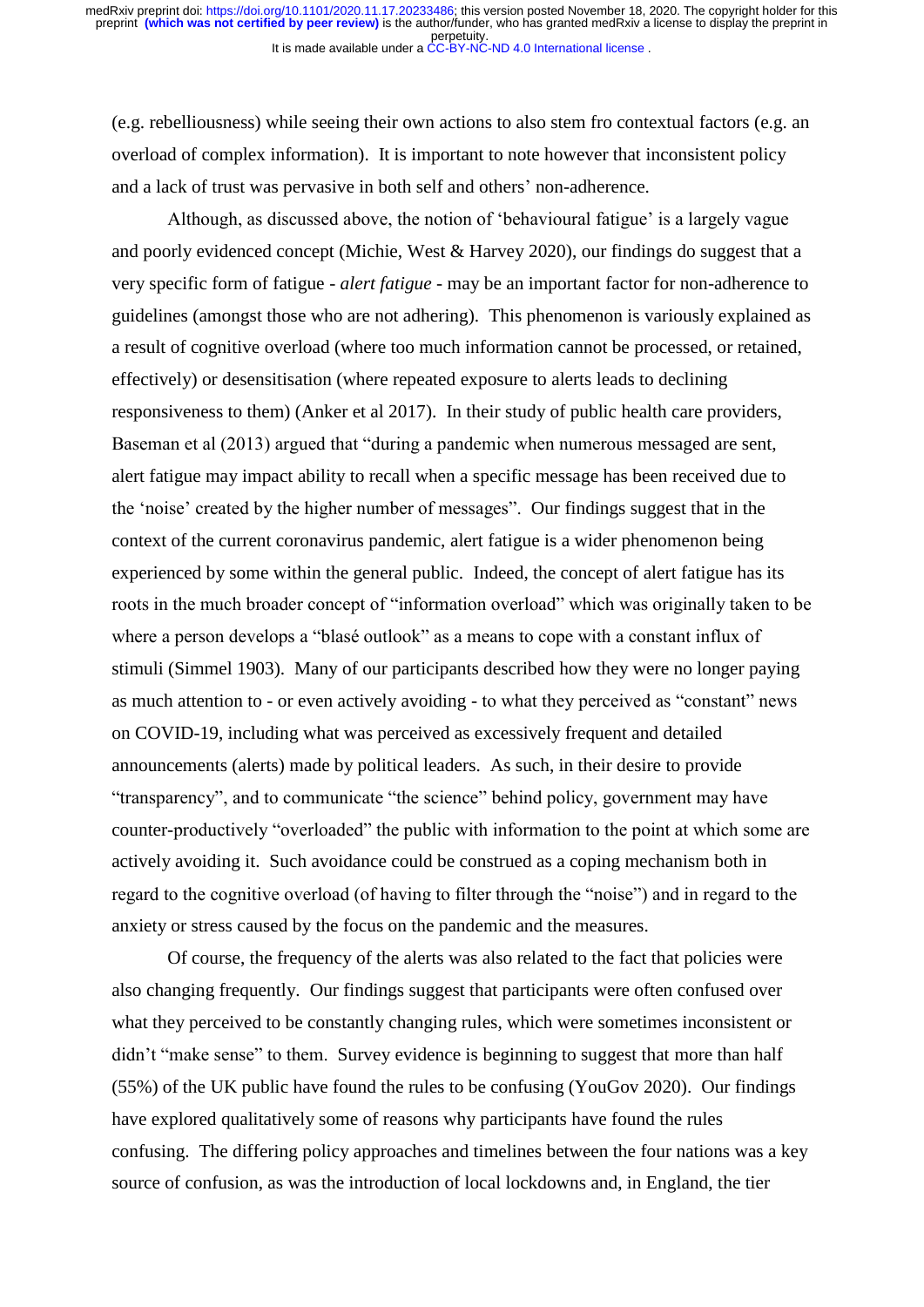(e.g. rebelliousness) while seeing their own actions to also stem fro contextual factors (e.g. an overload of complex information). It is important to note however that inconsistent policy and a lack of trust was pervasive in both self and others' non-adherence.

Although, as discussed above, the notion of 'behavioural fatigue' is a largely vague and poorly evidenced concept (Michie, West & Harvey 2020), our findings do suggest that a very specific form of fatigue - *alert fatigue* - may be an important factor for non-adherence to guidelines (amongst those who are not adhering). This phenomenon is variously explained as a result of cognitive overload (where too much information cannot be processed, or retained, effectively) or desensitisation (where repeated exposure to alerts leads to declining responsiveness to them) (Anker et al 2017). In their study of public health care providers, Baseman et al (2013) argued that "during a pandemic when numerous messaged are sent, alert fatigue may impact ability to recall when a specific message has been received due to the 'noise' created by the higher number of messages". Our findings suggest that in the context of the current coronavirus pandemic, alert fatigue is a wider phenomenon being experienced by some within the general public. Indeed, the concept of alert fatigue has its roots in the much broader concept of "information overload" which was originally taken to be where a person develops a "blasé outlook" as a means to cope with a constant influx of stimuli (Simmel 1903). Many of our participants described how they were no longer paying as much attention to - or even actively avoiding - to what they perceived as "constant" news on COVID-19, including what was perceived as excessively frequent and detailed announcements (alerts) made by political leaders. As such, in their desire to provide "transparency", and to communicate "the science" behind policy, government may have counter-productively "overloaded" the public with information to the point at which some are actively avoiding it. Such avoidance could be construed as a coping mechanism both in regard to the cognitive overload (of having to filter through the "noise") and in regard to the anxiety or stress caused by the focus on the pandemic and the measures.

Of course, the frequency of the alerts was also related to the fact that policies were also changing frequently. Our findings suggest that participants were often confused over what they perceived to be constantly changing rules, which were sometimes inconsistent or didn't "make sense" to them. Survey evidence is beginning to suggest that more than half (55%) of the UK public have found the rules to be confusing (YouGov 2020). Our findings have explored qualitatively some of reasons why participants have found the rules confusing. The differing policy approaches and timelines between the four nations was a key source of confusion, as was the introduction of local lockdowns and, in England, the tier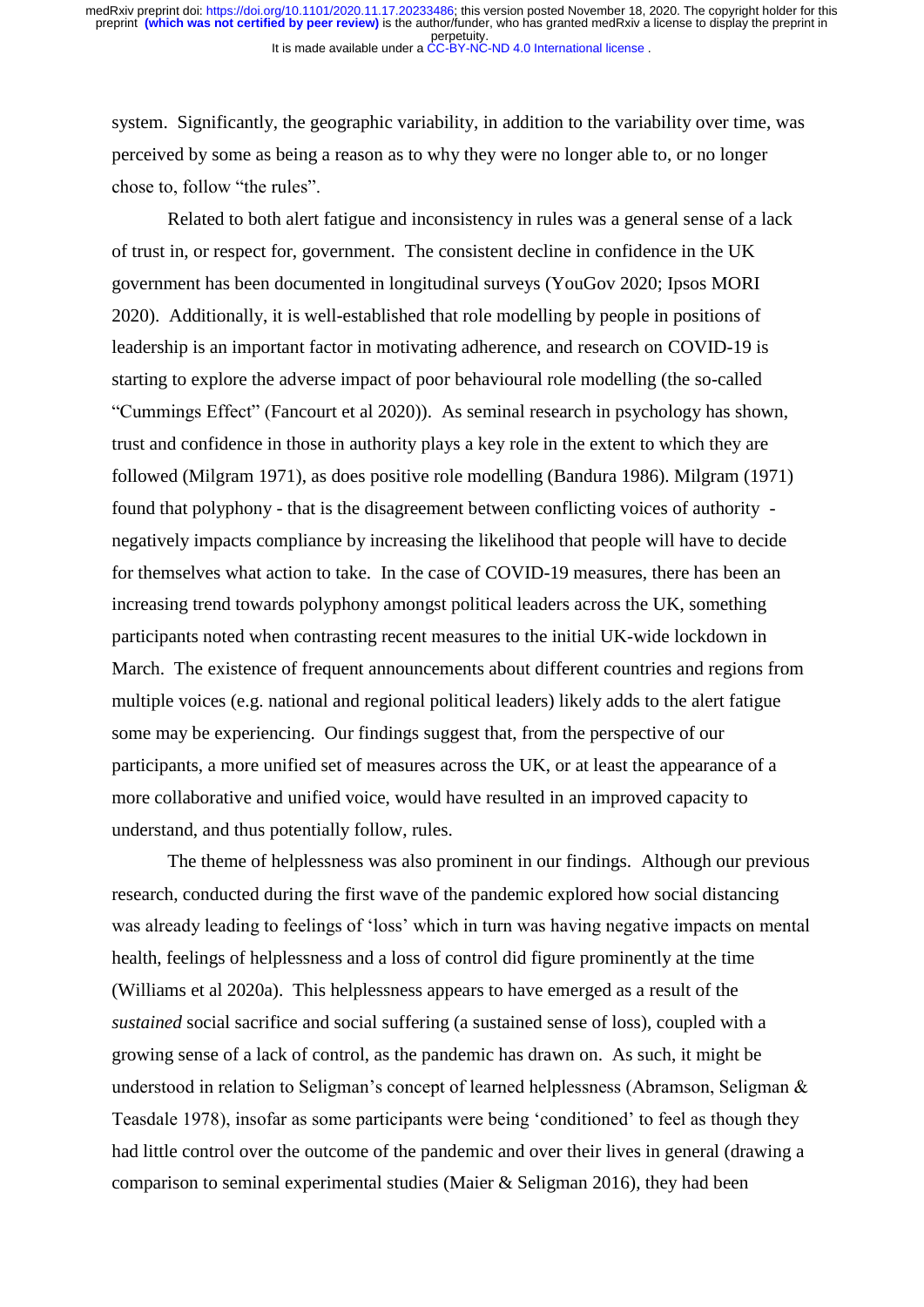system. Significantly, the geographic variability, in addition to the variability over time, was perceived by some as being a reason as to why they were no longer able to, or no longer chose to, follow "the rules".

Related to both alert fatigue and inconsistency in rules was a general sense of a lack of trust in, or respect for, government. The consistent decline in confidence in the UK government has been documented in longitudinal surveys (YouGov 2020; Ipsos MORI 2020). Additionally, it is well-established that role modelling by people in positions of leadership is an important factor in motivating adherence, and research on COVID-19 is starting to explore the adverse impact of poor behavioural role modelling (the so-called "Cummings Effect" (Fancourt et al 2020)). As seminal research in psychology has shown, trust and confidence in those in authority plays a key role in the extent to which they are followed (Milgram 1971), as does positive role modelling (Bandura 1986). Milgram (1971) found that polyphony - that is the disagreement between conflicting voices of authority - negatively impacts compliance by increasing the likelihood that people will have to decide for themselves what action to take. In the case of COVID-19 measures, there has been an increasing trend towards polyphony amongst political leaders across the UK, something participants noted when contrasting recent measures to the initial UK-wide lockdown in March. The existence of frequent announcements about different countries and regions from multiple voices (e.g. national and regional political leaders) likely adds to the alert fatigue some may be experiencing. Our findings suggest that, from the perspective of our participants, a more unified set of measures across the UK, or at least the appearance of a more collaborative and unified voice, would have resulted in an improved capacity to understand, and thus potentially follow, rules.

The theme of helplessness was also prominent in our findings. Although our previous research, conducted during the first wave of the pandemic explored how social distancing was already leading to feelings of 'loss' which in turn was having negative impacts on mental health, feelings of helplessness and a loss of control did figure prominently at the time (Williams et al 2020a). This helplessness appears to have emerged as a result of the *sustained* social sacrifice and social suffering (a sustained sense of loss), coupled with a growing sense of a lack of control, as the pandemic has drawn on. As such, it might be understood in relation to Seligman's concept of learned helplessness (Abramson, Seligman & Teasdale 1978), insofar as some participants were being 'conditioned' to feel as though they had little control over the outcome of the pandemic and over their lives in general (drawing a comparison to seminal experimental studies (Maier & Seligman 2016), they had been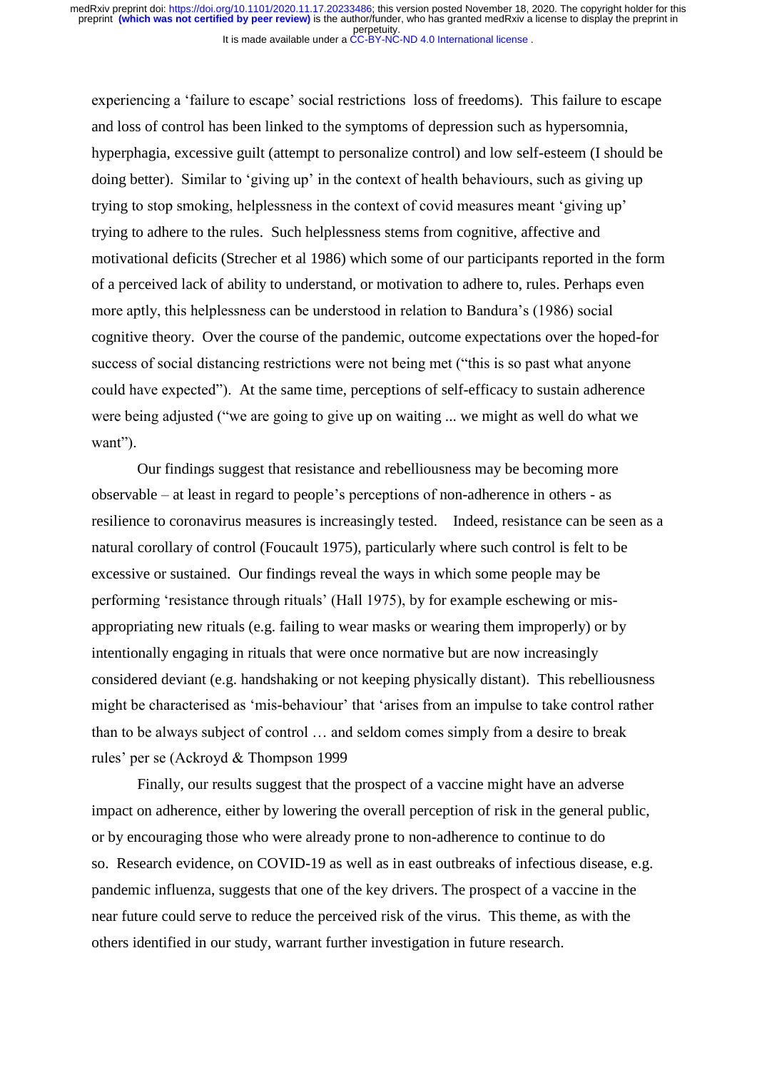experiencing a 'failure to escape' social restrictions  loss of freedoms).  This failure to escape and loss of control has been linked to the symptoms of depression such as hypersomnia, hyperphagia, excessive guilt (attempt to personalize control) and low self-esteem (I should be doing better).  Similar to 'giving up' in the context of health behaviours, such as giving up trying to stop smoking, helplessness in the context of covid measures meant 'giving up' trying to adhere to the rules.  Such helplessness stems from cognitive, affective and motivational deficits (Strecher et al 1986) which some of our participants reported in the form of a perceived lack of ability to understand, or motivation to adhere to, rules. Perhaps even more aptly, this helplessness can be understood in relation to Bandura's (1986) social cognitive theory.  Over the course of the pandemic, outcome expectations over the hoped-for success of social distancing restrictions were not being met ("this is so past what anyone could have expected").  At the same time, perceptions of self-efficacy to sustain adherence were being adjusted ("we are going to give up on waiting ... we might as well do what we want").

Our findings suggest that resistance and rebelliousness may be becoming more observable – at least in regard to people's perceptions of non-adherence in others - as resilience to coronavirus measures is increasingly tested.   Indeed, resistance can be seen as a natural corollary of control (Foucault 1975), particularly where such control is felt to be excessive or sustained.  Our findings reveal the ways in which some people may be performing 'resistance through rituals' (Hall 1975), by for example eschewing or mis-appropriating new rituals (e.g. failing to wear masks or wearing them improperly) or by intentionally engaging in rituals that were once normative but are now increasingly considered deviant (e.g. handshaking or not keeping physically distant).  This rebelliousness might be characterised as 'mis-behaviour' that 'arises from an impulse to take control rather than to be always subject of control … and seldom comes simply from a desire to break rules' per se (Ackroyd & Thompson 1999

Finally, our results suggest that the prospect of a vaccine might have an adverse impact on adherence, either by lowering the overall perception of risk in the general public, or by encouraging those who were already prone to non-adherence to continue to do so.  Research evidence, on COVID-19 as well as in east outbreaks of infectious disease, e.g. pandemic influenza, suggests that one of the key drivers. The prospect of a vaccine in the near future could serve to reduce the perceived risk of the virus.  This theme, as with the others identified in our study, warrant further investigation in future research.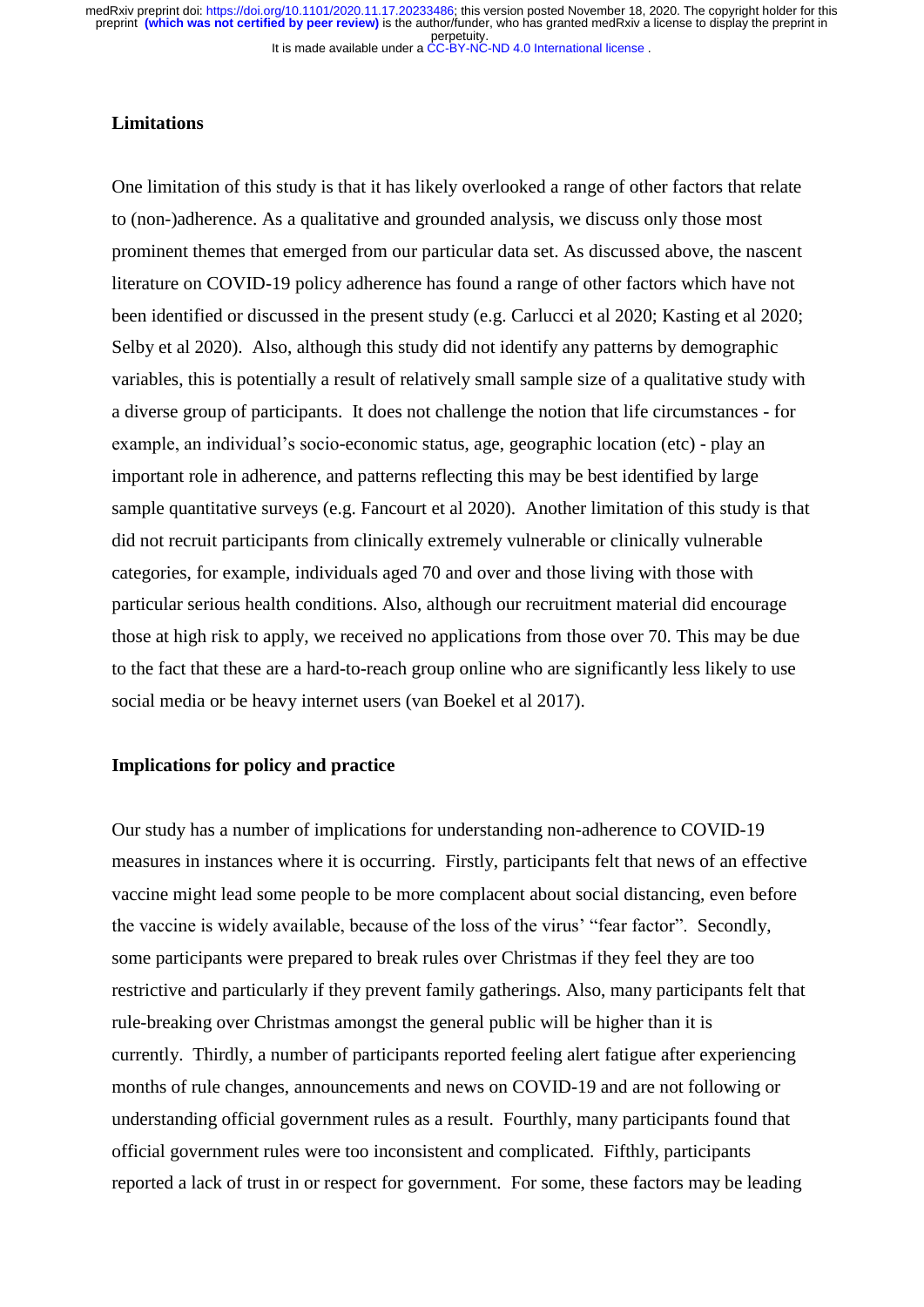## Limitations

One limitation of this study is that it has likely overlooked a range of other factors that relate to (non-)adherence. As a qualitative and grounded analysis, we discuss only those most prominent themes that emerged from our particular data set. As discussed above, the nascent literature on COVID-19 policy adherence has found a range of other factors which have not been identified or discussed in the present study (e.g. Carlucci et al 2020; Kasting et al 2020; Selby et al 2020). Also, although this study did not identify any patterns by demographic variables, this is potentially a result of relatively small sample size of a qualitative study with a diverse group of participants. It does not challenge the notion that life circumstances - for example, an individual's socio-economic status, age, geographic location (etc) - play an important role in adherence, and patterns reflecting this may be best identified by large sample quantitative surveys (e.g. Fancourt et al 2020). Another limitation of this study is that did not recruit participants from clinically extremely vulnerable or clinically vulnerable categories, for example, individuals aged 70 and over and those living with those with particular serious health conditions. Also, although our recruitment material did encourage those at high risk to apply, we received no applications from those over 70. This may be due to the fact that these are a hard-to-reach group online who are significantly less likely to use social media or be heavy internet users (van Boekel et al 2017).

## Implications for policy and practice

Our study has a number of implications for understanding non-adherence to COVID-19 measures in instances where it is occurring. Firstly, participants felt that news of an effective vaccine might lead some people to be more complacent about social distancing, even before the vaccine is widely available, because of the loss of the virus' "fear factor". Secondly, some participants were prepared to break rules over Christmas if they feel they are too restrictive and particularly if they prevent family gatherings. Also, many participants felt that rule-breaking over Christmas amongst the general public will be higher than it is currently. Thirdly, a number of participants reported feeling alert fatigue after experiencing months of rule changes, announcements and news on COVID-19 and are not following or understanding official government rules as a result. Fourthly, many participants found that official government rules were too inconsistent and complicated. Fifthly, participants reported a lack of trust in or respect for government. For some, these factors may be leading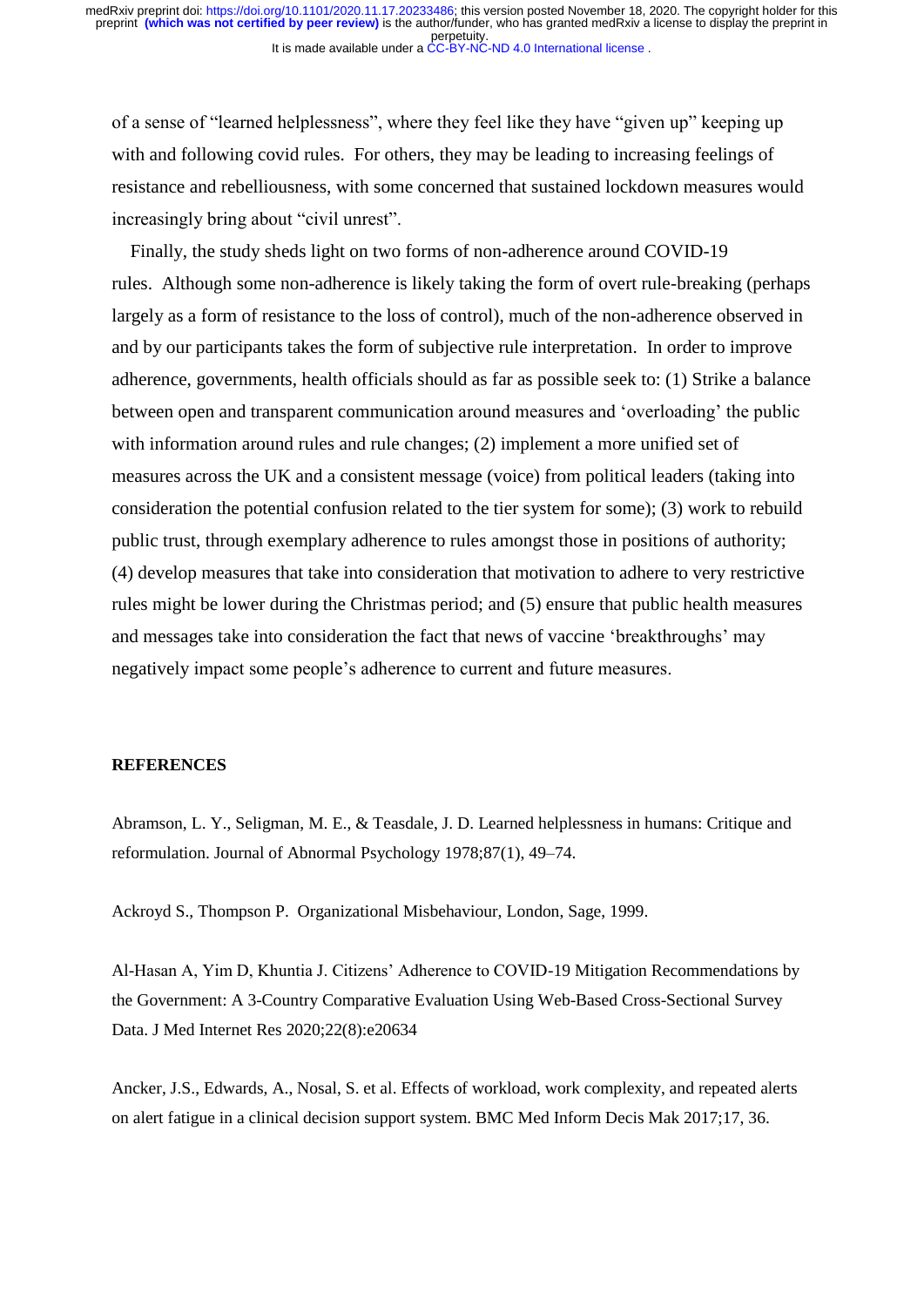of a sense of "learned helplessness", where they feel like they have "given up" keeping up with and following covid rules. For others, they may be leading to increasing feelings of resistance and rebelliousness, with some concerned that sustained lockdown measures would increasingly bring about "civil unrest".

Finally, the study sheds light on two forms of non-adherence around COVID-19 rules. Although some non-adherence is likely taking the form of overt rule-breaking (perhaps largely as a form of resistance to the loss of control), much of the non-adherence observed in and by our participants takes the form of subjective rule interpretation. In order to improve adherence, governments, health officials should as far as possible seek to: (1) Strike a balance between open and transparent communication around measures and 'overloading' the public with information around rules and rule changes; (2) implement a more unified set of measures across the UK and a consistent message (voice) from political leaders (taking into consideration the potential confusion related to the tier system for some); (3) work to rebuild public trust, through exemplary adherence to rules amongst those in positions of authority; (4) develop measures that take into consideration that motivation to adhere to very restrictive rules might be lower during the Christmas period; and (5) ensure that public health measures and messages take into consideration the fact that news of vaccine 'breakthroughs' may negatively impact some people's adherence to current and future measures.

## REFERENCES

Abramson, L. Y., Seligman, M. E., & Teasdale, J. D. Learned helplessness in humans: Critique and reformulation. Journal of Abnormal Psychology 1978;87(1), 49–74.

Ackroyd S., Thompson P. Organizational Misbehaviour, London, Sage, 1999.

Al-Hasan A, Yim D, Khuntia J. Citizens' Adherence to COVID-19 Mitigation Recommendations by the Government: A 3-Country Comparative Evaluation Using Web-Based Cross-Sectional Survey Data. J Med Internet Res 2020;22(8):e20634

Ancker, J.S., Edwards, A., Nosal, S. et al. Effects of workload, work complexity, and repeated alerts on alert fatigue in a clinical decision support system. BMC Med Inform Decis Mak 2017;17, 36.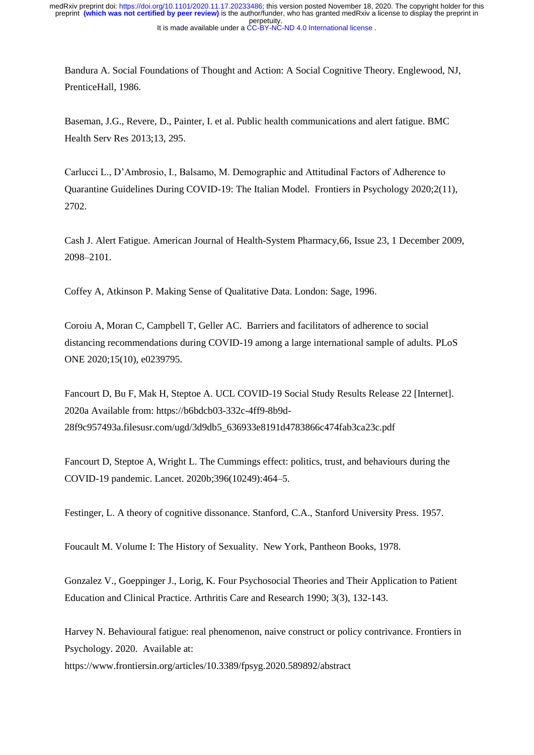Bandura A. Social Foundations of Thought and Action: A Social Cognitive Theory. Englewood, NJ, PrenticeHall, 1986.

Baseman, J.G., Revere, D., Painter, I. et al. Public health communications and alert fatigue. BMC Health Serv Res 2013;13, 295.

Carlucci L., D'Ambrosio, I., Balsamo, M. Demographic and Attitudinal Factors of Adherence to Quarantine Guidelines During COVID-19: The Italian Model. Frontiers in Psychology 2020;2(11), 2702.

Cash J. Alert Fatigue. American Journal of Health-System Pharmacy,66, Issue 23, 1 December 2009, 2098–2101.

Coffey A, Atkinson P. Making Sense of Qualitative Data. London: Sage, 1996.

Coroiu A, Moran C, Campbell T, Geller AC. Barriers and facilitators of adherence to social distancing recommendations during COVID-19 among a large international sample of adults. PLoS ONE 2020;15(10), e0239795.

Fancourt D, Bu F, Mak H, Steptoe A. UCL COVID-19 Social Study Results Release 22 [Internet]. 2020a Available from: https://b6bdcb03-332c-4ff9-8b9d-28f9c957493a.filesusr.com/ugd/3d9db5_636933e8191d4783866c474fab3ca23c.pdf

Fancourt D, Steptoe A, Wright L. The Cummings effect: politics, trust, and behaviours during the COVID-19 pandemic. Lancet. 2020b;396(10249):464–5.

Festinger, L. A theory of cognitive dissonance. Stanford, C.A., Stanford University Press. 1957.

Foucault M. Volume I: The History of Sexuality. New York, Pantheon Books, 1978.

Gonzalez V., Goeppinger J., Lorig, K. Four Psychosocial Theories and Their Application to Patient Education and Clinical Practice. Arthritis Care and Research 1990; 3(3), 132-143.

Harvey N. Behavioural fatigue: real phenomenon, naive construct or policy contrivance. Frontiers in Psychology. 2020. Available at: https://www.frontiersin.org/articles/10.3389/fpsyg.2020.589892/abstract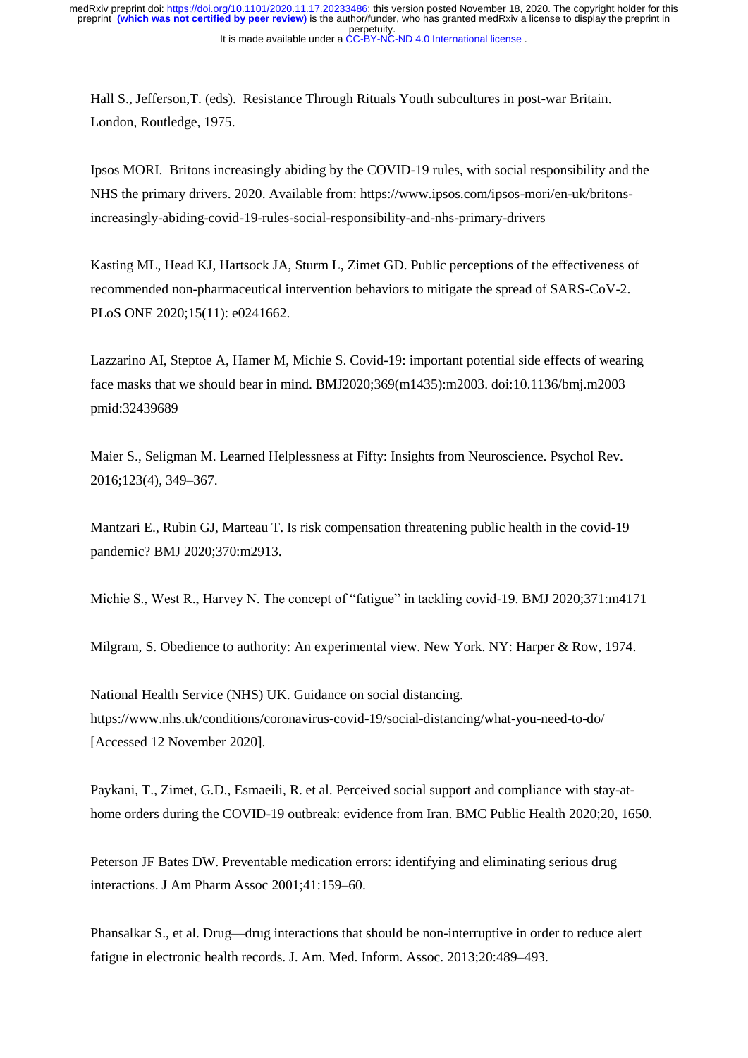Hall S., Jefferson,T. (eds). Resistance Through Rituals Youth subcultures in post-war Britain. London, Routledge, 1975.

Ipsos MORI. Britons increasingly abiding by the COVID-19 rules, with social responsibility and the NHS the primary drivers. 2020. Available from: https://www.ipsos.com/ipsos-mori/en-uk/britons-increasingly-abiding-covid-19-rules-social-responsibility-and-nhs-primary-drivers

Kasting ML, Head KJ, Hartsock JA, Sturm L, Zimet GD. Public perceptions of the effectiveness of recommended non-pharmaceutical intervention behaviors to mitigate the spread of SARS-CoV-2. PLoS ONE 2020;15(11): e0241662.

Lazzarino AI, Steptoe A, Hamer M, Michie S. Covid-19: important potential side effects of wearing face masks that we should bear in mind. BMJ2020;369(m1435):m2003. doi:10.1136/bmj.m2003 pmid:32439689

Maier S., Seligman M. Learned Helplessness at Fifty: Insights from Neuroscience. Psychol Rev. 2016;123(4), 349–367.

Mantzari E., Rubin GJ, Marteau T. Is risk compensation threatening public health in the covid-19 pandemic? BMJ 2020;370:m2913.

Michie S., West R., Harvey N. The concept of "fatigue" in tackling covid-19. BMJ 2020;371:m4171

Milgram, S. Obedience to authority: An experimental view. New York. NY: Harper & Row, 1974.

National Health Service (NHS) UK. Guidance on social distancing. https://www.nhs.uk/conditions/coronavirus-covid-19/social-distancing/what-you-need-to-do/ [Accessed 12 November 2020].

Paykani, T., Zimet, G.D., Esmaeili, R. et al. Perceived social support and compliance with stay-at-home orders during the COVID-19 outbreak: evidence from Iran. BMC Public Health 2020;20, 1650.

Peterson JF Bates DW. Preventable medication errors: identifying and eliminating serious drug interactions. J Am Pharm Assoc 2001;41:159–60.

Phansalkar S., et al. Drug—drug interactions that should be non-interruptive in order to reduce alert fatigue in electronic health records. J. Am. Med. Inform. Assoc. 2013;20:489–493.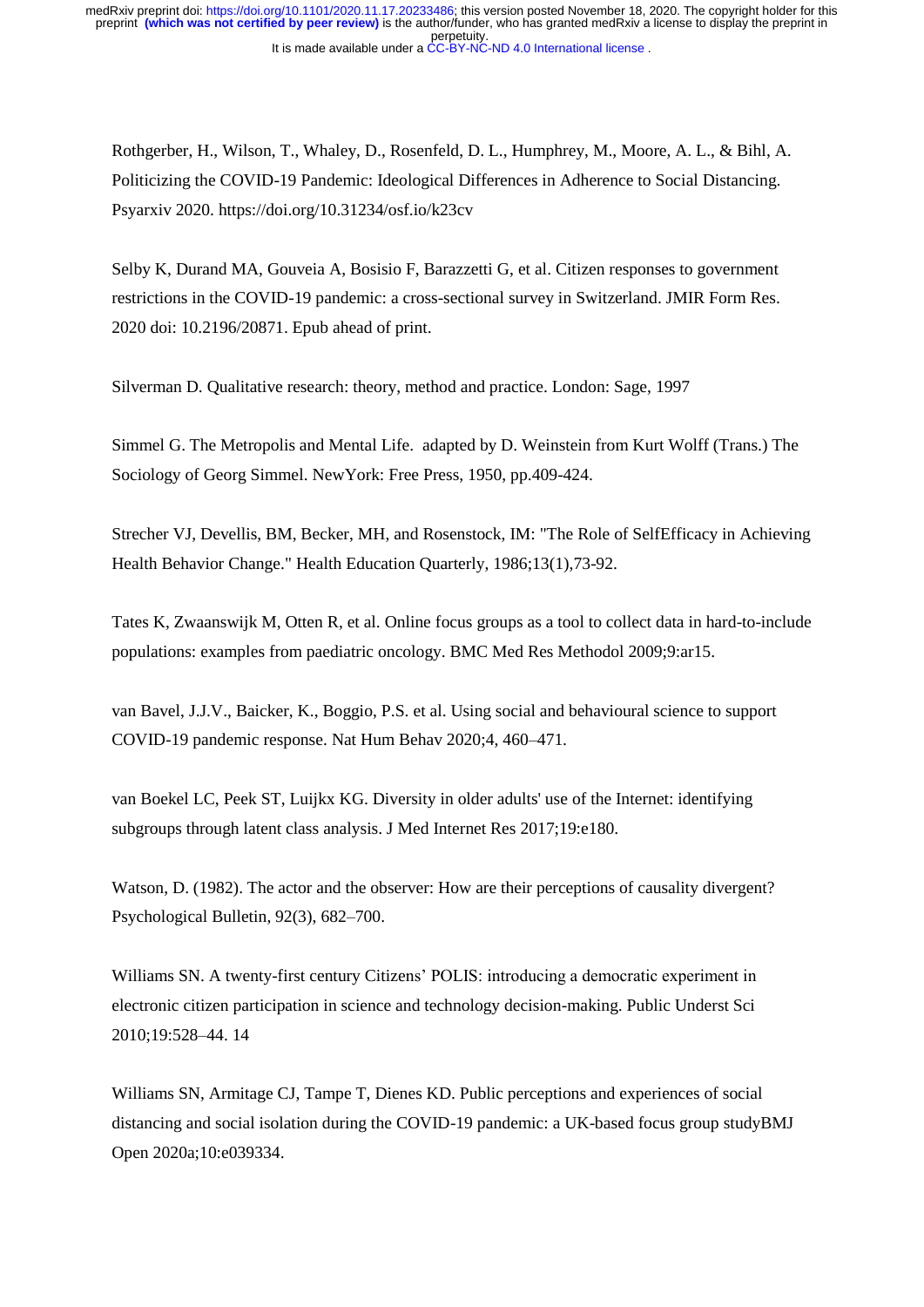Rothgerber, H., Wilson, T., Whaley, D., Rosenfeld, D. L., Humphrey, M., Moore, A. L., & Bihl, A. Politicizing the COVID-19 Pandemic: Ideological Differences in Adherence to Social Distancing. Psyarxiv 2020. https://doi.org/10.31234/osf.io/k23cv

Selby K, Durand MA, Gouveia A, Bosisio F, Barazzetti G, et al. Citizen responses to government restrictions in the COVID-19 pandemic: a cross-sectional survey in Switzerland. JMIR Form Res. 2020 doi: 10.2196/20871. Epub ahead of print.

Silverman D. Qualitative research: theory, method and practice. London: Sage, 1997

Simmel G. The Metropolis and Mental Life. adapted by D. Weinstein from Kurt Wolff (Trans.) The Sociology of Georg Simmel. NewYork: Free Press, 1950, pp.409-424.

Strecher VJ, Devellis, BM, Becker, MH, and Rosenstock, IM: "The Role of SelfEfficacy in Achieving Health Behavior Change." Health Education Quarterly, 1986;13(1),73-92.

Tates K, Zwaanswijk M, Otten R, et al. Online focus groups as a tool to collect data in hard-to-include populations: examples from paediatric oncology. BMC Med Res Methodol 2009;9:ar15.

van Bavel, J.J.V., Baicker, K., Boggio, P.S. et al. Using social and behavioural science to support COVID-19 pandemic response. Nat Hum Behav 2020;4, 460–471.

van Boekel LC, Peek ST, Luijkx KG. Diversity in older adults' use of the Internet: identifying subgroups through latent class analysis. J Med Internet Res 2017;19:e180.

Watson, D. (1982). The actor and the observer: How are their perceptions of causality divergent? Psychological Bulletin, 92(3), 682–700.

Williams SN. A twenty-first century Citizens' POLIS: introducing a democratic experiment in electronic citizen participation in science and technology decision-making. Public Underst Sci 2010;19:528–44. 14

Williams SN, Armitage CJ, Tampe T, Dienes KD. Public perceptions and experiences of social distancing and social isolation during the COVID-19 pandemic: a UK-based focus group studyBMJ Open 2020a;10:e039334.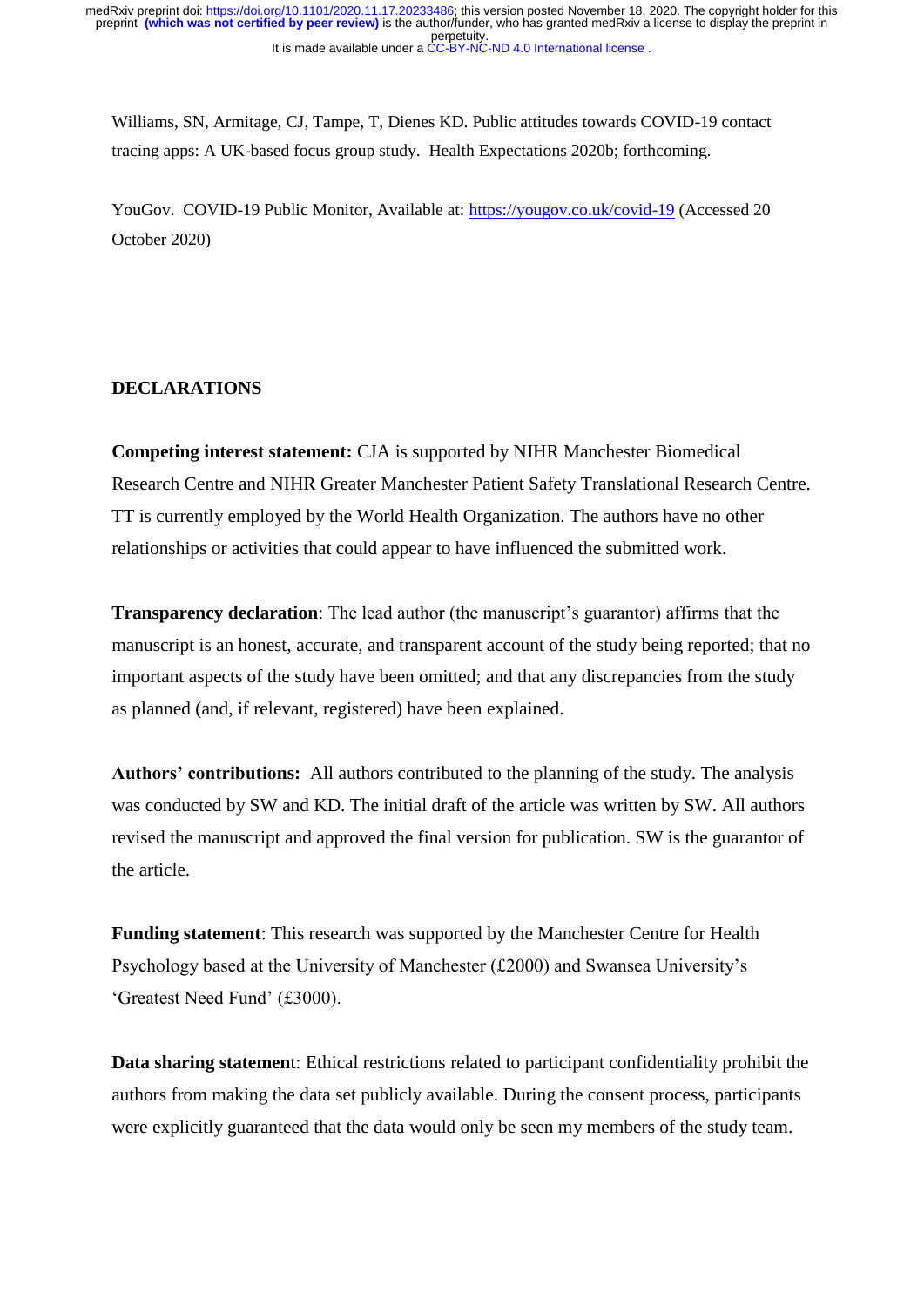Williams, SN, Armitage, CJ, Tampe, T, Dienes KD. Public attitudes towards COVID-19 contact tracing apps: A UK-based focus group study. Health Expectations 2020b; forthcoming.

YouGov. COVID-19 Public Monitor, Available at: https://yougov.co.uk/covid-19 (Accessed 20 October 2020)

## DECLARATIONS

**Competing interest statement:** CJA is supported by NIHR Manchester Biomedical Research Centre and NIHR Greater Manchester Patient Safety Translational Research Centre. TT is currently employed by the World Health Organization. The authors have no other relationships or activities that could appear to have influenced the submitted work.

**Transparency declaration**: The lead author (the manuscript's guarantor) affirms that the manuscript is an honest, accurate, and transparent account of the study being reported; that no important aspects of the study have been omitted; and that any discrepancies from the study as planned (and, if relevant, registered) have been explained.

**Authors' contributions:** All authors contributed to the planning of the study. The analysis was conducted by SW and KD. The initial draft of the article was written by SW. All authors revised the manuscript and approved the final version for publication. SW is the guarantor of the article.

**Funding statement**: This research was supported by the Manchester Centre for Health Psychology based at the University of Manchester (£2000) and Swansea University's 'Greatest Need Fund' (£3000).

**Data sharing statemen**t: Ethical restrictions related to participant confidentiality prohibit the authors from making the data set publicly available. During the consent process, participants were explicitly guaranteed that the data would only be seen my members of the study team.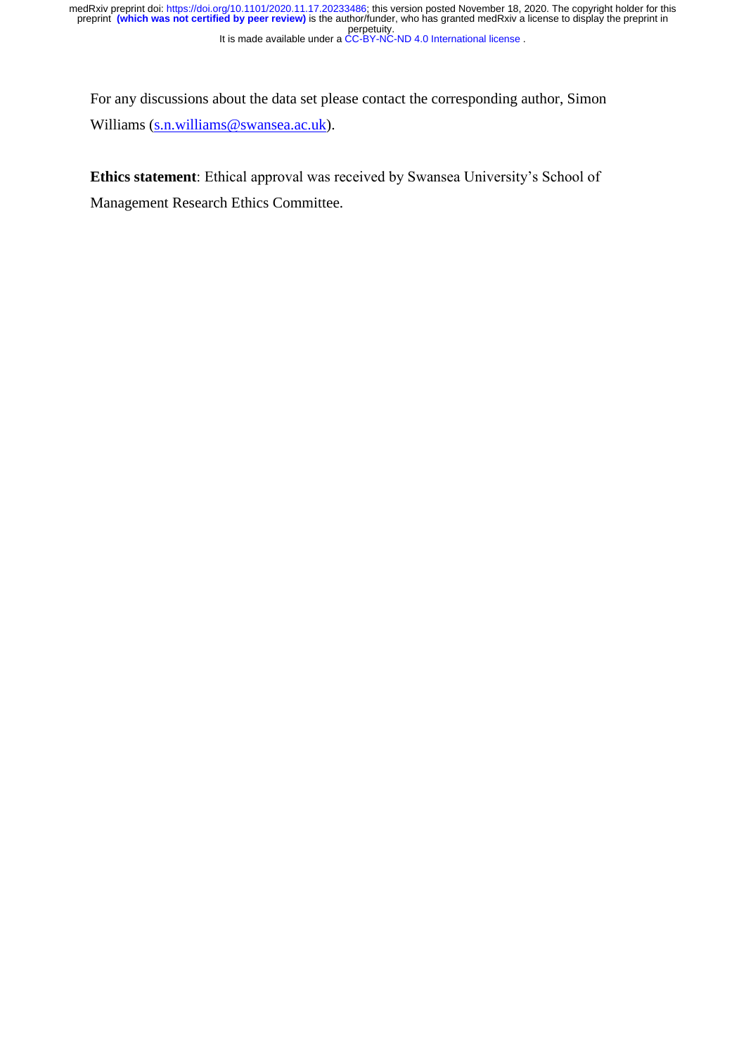For any discussions about the data set please contact the corresponding author, Simon Williams (s.n.williams@swansea.ac.uk).

**Ethics statement**: Ethical approval was received by Swansea University's School of Management Research Ethics Committee.